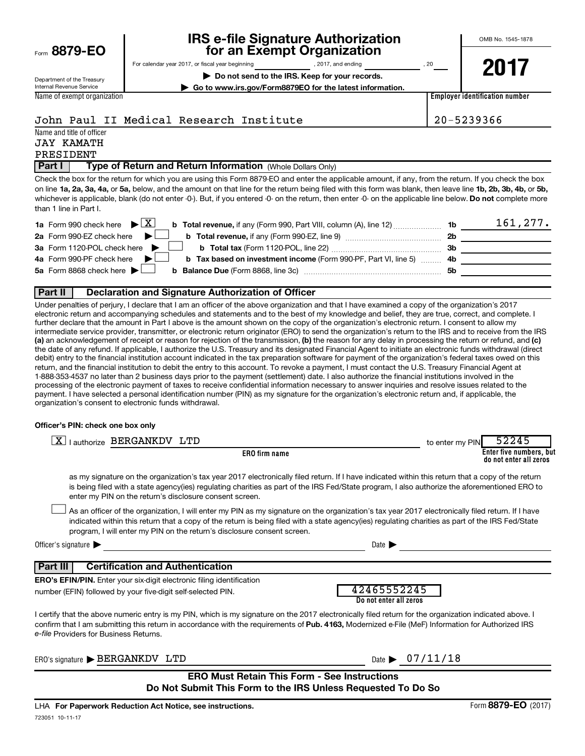Form **8879-EO**

Department of the Treasury
Internal Revenue Service

# IRS e-file Signature Authorization for an Exempt Organization

For calendar year 2017, or fiscal year beginning \_\_\_\_\_\_\_\_, 2017, and ending \_\_\_\_\_\_\_\_, 20\_\_

▶ **Do not send to the IRS. Keep for your records.**

▶ **Go to www.irs.gov/Form8879EO for the latest information.**

OMB No. 1545-1878

**2017**

| Name of exempt organization | Employer identification number |
|---|---|
| John Paul II Medical Research Institute | 20-5239366 |

Name and title of officer
JAY KAMATH
PRESIDENT

## Part I Type of Return and Return Information (Whole Dollars Only)

Check the box for the return for which you are using this Form 8879-EO and enter the applicable amount, if any, from the return. If you check the box on line **1a, 2a, 3a, 4a,** or **5a,** below, and the amount on that line for the return being filed with this form was blank, then leave line **1b, 2b, 3b, 4b,** or **5b,** whichever is applicable, blank (do not enter -0-). But, if you entered -0- on the return, then enter -0- on the applicable line below. **Do not** complete more than 1 line in Part I.

| | | | |
|---|---|---|---|
| **1a** Form 990 check here ▶ [X] | **b Total revenue,** if any (Form 990, Part VIII, column (A), line 12) | **1b** | 161,277. |
| **2a** Form 990-EZ check here ▶ [ ] | **b Total revenue,** if any (Form 990-EZ, line 9) | **2b** | |
| **3a** Form 1120-POL check here ▶ [ ] | **b Total tax** (Form 1120-POL, line 22) | **3b** | |
| **4a** Form 990-PF check here ▶ [ ] | **b Tax based on investment income** (Form 990-PF, Part VI, line 5) | **4b** | |
| **5a** Form 8868 check here ▶ [ ] | **b Balance Due** (Form 8868, line 3c) | **5b** | |

## Part II Declaration and Signature Authorization of Officer

Under penalties of perjury, I declare that I am an officer of the above organization and that I have examined a copy of the organization's 2017 electronic return and accompanying schedules and statements and to the best of my knowledge and belief, they are true, correct, and complete. I further declare that the amount in Part I above is the amount shown on the copy of the organization's electronic return. I consent to allow my intermediate service provider, transmitter, or electronic return originator (ERO) to send the organization's return to the IRS and to receive from the IRS **(a)** an acknowledgement of receipt or reason for rejection of the transmission, **(b)** the reason for any delay in processing the return or refund, and **(c)** the date of any refund. If applicable, I authorize the U.S. Treasury and its designated Financial Agent to initiate an electronic funds withdrawal (direct debit) entry to the financial institution account indicated in the tax preparation software for payment of the organization's federal taxes owed on this return, and the financial institution to debit the entry to this account. To revoke a payment, I must contact the U.S. Treasury Financial Agent at 1-888-353-4537 no later than 2 business days prior to the payment (settlement) date. I also authorize the financial institutions involved in the processing of the electronic payment of taxes to receive confidential information necessary to answer inquiries and resolve issues related to the payment. I have selected a personal identification number (PIN) as my signature for the organization's electronic return and, if applicable, the organization's consent to electronic funds withdrawal.

**Officer's PIN: check one box only**

[X] I authorize BERGANKDV LTD (ERO firm name) to enter my PIN 52245 (Enter five numbers, but do not enter all zeros)

as my signature on the organization's tax year 2017 electronically filed return. If I have indicated within this return that a copy of the return is being filed with a state agency(ies) regulating charities as part of the IRS Fed/State program, I also authorize the aforementioned ERO to enter my PIN on the return's disclosure consent screen.

[ ] As an officer of the organization, I will enter my PIN as my signature on the organization's tax year 2017 electronically filed return. If I have indicated within this return that a copy of the return is being filed with a state agency(ies) regulating charities as part of the IRS Fed/State program, I will enter my PIN on the return's disclosure consent screen.

Officer's signature ▶ \_\_\_\_\_\_\_\_\_\_\_\_ Date ▶ \_\_\_\_\_\_\_\_

## Part III Certification and Authentication

**ERO's EFIN/PIN.** Enter your six-digit electronic filing identification number (EFIN) followed by your five-digit self-selected PIN. 42465552245 (Do not enter all zeros)

I certify that the above numeric entry is my PIN, which is my signature on the 2017 electronically filed return for the organization indicated above. I confirm that I am submitting this return in accordance with the requirements of **Pub. 4163,** Modernized e-File (MeF) Information for Authorized IRS *e-file* Providers for Business Returns.

ERO's signature ▶ BERGANKDV LTD Date ▶ 07/11/18

**ERO Must Retain This Form - See Instructions**
**Do Not Submit This Form to the IRS Unless Requested To Do So**

LHA **For Paperwork Reduction Act Notice, see instructions.** Form **8879-EO** (2017)

723051 10-11-17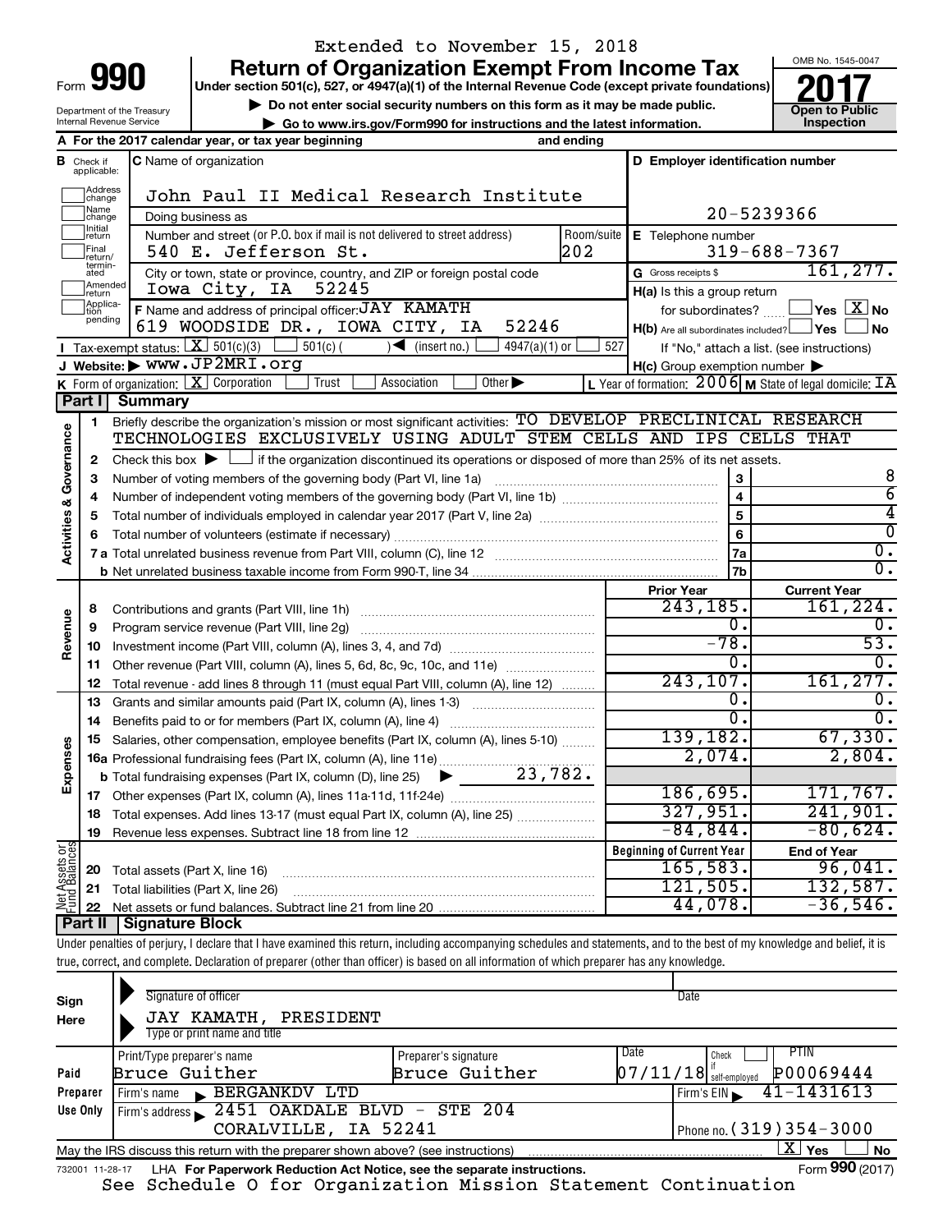Extended to November 15, 2018

# Form 990 — Return of Organization Exempt From Income Tax — 2017

Under section 501(c), 527, or 4947(a)(1) of the Internal Revenue Code (except private foundations)

▶ Do not enter social security numbers on this form as it may be made public.

▶ Go to www.irs.gov/Form990 for instructions and the latest information.

Department of the Treasury
Internal Revenue Service

OMB No. 1545-0047

Open to Public Inspection

**A** For the 2017 calendar year, or tax year beginning and ending

**B** Check if applicable: Address change, Name change, Initial return, Final return/terminated, Amended return, Application pending

**C** Name of organization: John Paul II Medical Research Institute

Doing business as

Number and street (or P.O. box if mail is not delivered to street address): 540 E. Jefferson St. Room/suite: 202

City or town, state or province, country, and ZIP or foreign postal code: Iowa City, IA 52245

**D** Employer identification number: 20-5239366

**E** Telephone number: 319-688-7367

**G** Gross receipts $ 161,277.

**F** Name and address of principal officer: JAY KAMATH, 619 WOODSIDE DR., IOWA CITY, IA 52246

**H(a)** Is this a group return for subordinates? ☐ Yes ☒ No

**H(b)** Are all subordinates included? ☐ Yes ☐ No — If "No," attach a list. (see instructions)

**H(c)** Group exemption number ▶

**I** Tax-exempt status: ☒ 501(c)(3) ☐ 501(c) ( ) ◀ (insert no.) ☐ 4947(a)(1) or ☐ 527

**J** Website: ▶ www.JP2MRI.org

**K** Form of organization: ☒ Corporation ☐ Trust ☐ Association ☐ Other ▶

**L** Year of formation: 2006 **M** State of legal domicile: IA

## Part I Summary

**Activities & Governance**

1. Briefly describe the organization's mission or most significant activities: TO DEVELOP PRECLINICAL RESEARCH TECHNOLOGIES EXCLUSIVELY USING ADULT STEM CELLS AND IPS CELLS THAT
2. Check this box ▶ ☐ if the organization discontinued its operations or disposed of more than 25% of its net assets.

| Line | Description | | Value |
|---|---|---|---|
| 3 | Number of voting members of the governing body (Part VI, line 1a) | 3 | 8 |
| 4 | Number of independent voting members of the governing body (Part VI, line 1b) | 4 | 6 |
| 5 | Total number of individuals employed in calendar year 2017 (Part V, line 2a) | 5 | 4 |
| 6 | Total number of volunteers (estimate if necessary) | 6 | 0 |
| 7a | Total unrelated business revenue from Part VIII, column (C), line 12 | 7a | 0. |
| 7b | Net unrelated business taxable income from Form 990-T, line 34 | 7b | 0. |

| Line | Description | Prior Year | Current Year |
|---|---|---|---|
| **Revenue** | | | |
| 8 | Contributions and grants (Part VIII, line 1h) | 243,185. | 161,224. |
| 9 | Program service revenue (Part VIII, line 2g) | 0. | 0. |
| 10 | Investment income (Part VIII, column (A), lines 3, 4, and 7d) | -78. | 53. |
| 11 | Other revenue (Part VIII, column (A), lines 5, 6d, 8c, 9c, 10c, and 11e) | 0. | 0. |
| 12 | Total revenue - add lines 8 through 11 (must equal Part VIII, column (A), line 12) | 243,107. | 161,277. |
| **Expenses** | | | |
| 13 | Grants and similar amounts paid (Part IX, column (A), lines 1-3) | 0. | 0. |
| 14 | Benefits paid to or for members (Part IX, column (A), line 4) | 0. | 0. |
| 15 | Salaries, other compensation, employee benefits (Part IX, column (A), lines 5-10) | 139,182. | 67,330. |
| 16a | Professional fundraising fees (Part IX, column (A), line 11e) | 2,074. | 2,804. |
| b | Total fundraising expenses (Part IX, column (D), line 25) ▶ 23,782. | | |
| 17 | Other expenses (Part IX, column (A), lines 11a-11d, 11f-24e) | 186,695. | 171,767. |
| 18 | Total expenses. Add lines 13-17 (must equal Part IX, column (A), line 25) | 327,951. | 241,901. |
| 19 | Revenue less expenses. Subtract line 18 from line 12 | -84,844. | -80,624. |
| **Net Assets or Fund Balances** | | **Beginning of Current Year** | **End of Year** |
| 20 | Total assets (Part X, line 16) | 165,583. | 96,041. |
| 21 | Total liabilities (Part X, line 26) | 121,505. | 132,587. |
| 22 | Net assets or fund balances. Subtract line 21 from line 20 | 44,078. | -36,546. |

## Part II Signature Block

Under penalties of perjury, I declare that I have examined this return, including accompanying schedules and statements, and to the best of my knowledge and belief, it is true, correct, and complete. Declaration of preparer (other than officer) is based on all information of which preparer has any knowledge.

**Sign Here**

Signature of officer — Date

JAY KAMATH, PRESIDENT
Type or print name and title

**Paid Preparer Use Only**

| Print/Type preparer's name | Preparer's signature | Date | Check if self-employed | PTIN |
|---|---|---|---|---|
| Bruce Guither | Bruce Guither | 07/11/18 | ☐ | P00069444 |

Firm's name ▶ BERGANKDV LTD — Firm's EIN ▶ 41-1431613

Firm's address ▶ 2451 OAKDALE BLVD - STE 204, CORALVILLE, IA 52241 — Phone no. (319)354-3000

May the IRS discuss this return with the preparer shown above? (see instructions) ☒ Yes ☐ No

732001 11-28-17 LHA For Paperwork Reduction Act Notice, see the separate instructions. Form **990** (2017)

See Schedule O for Organization Mission Statement Continuation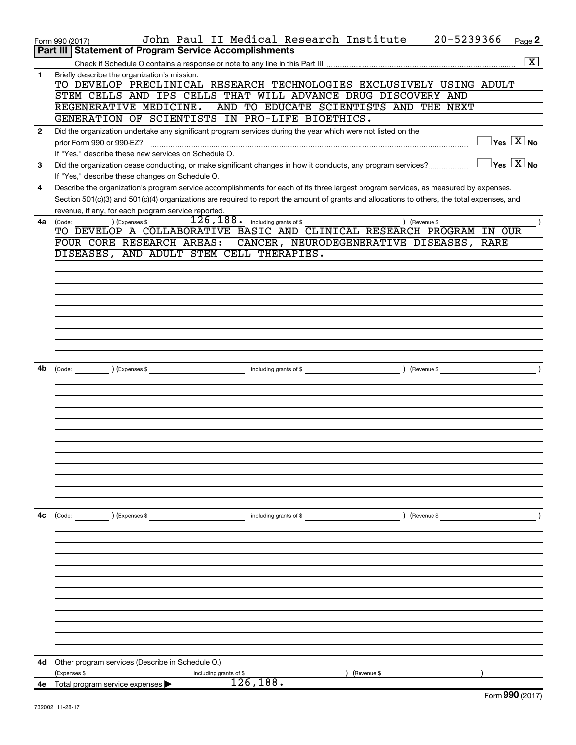Form 990 (2017) John Paul II Medical Research Institute 20-5239366

## Part III | Statement of Program Service Accomplishments

Check if Schedule O contains a response or note to any line in this Part III .......... [X]

**1** Briefly describe the organization's mission:

TO DEVELOP PRECLINICAL RESEARCH TECHNOLOGIES EXCLUSIVELY USING ADULT STEM CELLS AND IPS CELLS THAT WILL ADVANCE DRUG DISCOVERY AND REGENERATIVE MEDICINE. AND TO EDUCATE SCIENTISTS AND THE NEXT GENERATION OF SCIENTISTS IN PRO-LIFE BIOETHICS.

**2** Did the organization undertake any significant program services during the year which were not listed on the prior Form 990 or 990-EZ? .......... [ ] Yes [X] No

If "Yes," describe these new services on Schedule O.

**3** Did the organization cease conducting, or make significant changes in how it conducts, any program services? .......... [ ] Yes [X] No

If "Yes," describe these changes on Schedule O.

**4** Describe the organization's program service accomplishments for each of its three largest program services, as measured by expenses. Section 501(c)(3) and 501(c)(4) organizations are required to report the amount of grants and allocations to others, the total expenses, and revenue, if any, for each program service reported.

**4a** (Code: ) (Expenses $ 126,188. including grants of $ ) (Revenue $ )

TO DEVELOP A COLLABORATIVE BASIC AND CLINICAL RESEARCH PROGRAM IN OUR FOUR CORE RESEARCH AREAS: CANCER, NEURODEGENERATIVE DISEASES, RARE DISEASES, AND ADULT STEM CELL THERAPIES.

**4b** (Code: ) (Expenses $ including grants of $ ) (Revenue $ )

**4c** (Code: ) (Expenses $ including grants of $ ) (Revenue $ )

**4d** Other program services (Describe in Schedule O.)

(Expenses $ including grants of $ ) (Revenue $ )

**4e** Total program service expenses ▶ 126,188.

Form **990** (2017)

732002 11-28-17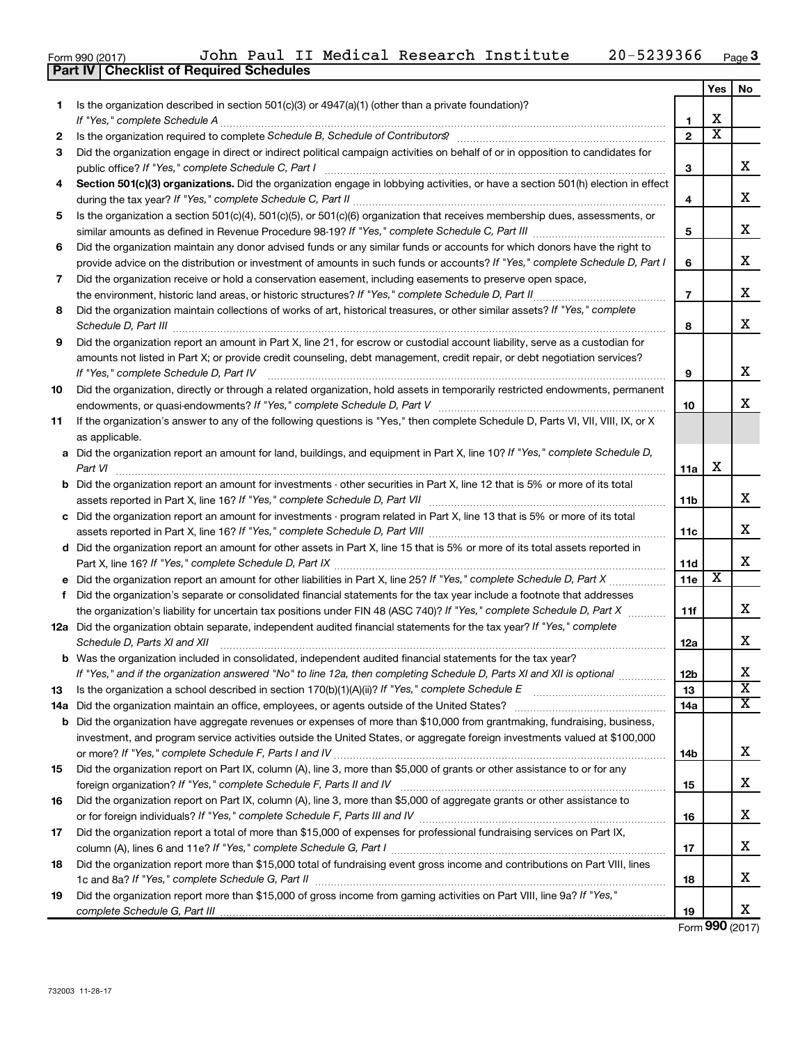Form 990 (2017) John Paul II Medical Research Institute 20-5239366

## Part IV Checklist of Required Schedules

| | | | Yes | No |
|---|---|---|---|---|
| 1 | Is the organization described in section 501(c)(3) or 4947(a)(1) (other than a private foundation)? *If "Yes," complete Schedule A* | 1 | X | |
| 2 | Is the organization required to complete *Schedule B, Schedule of Contributors*? | 2 | X | |
| 3 | Did the organization engage in direct or indirect political campaign activities on behalf of or in opposition to candidates for public office? *If "Yes," complete Schedule C, Part I* | 3 | | X |
| 4 | **Section 501(c)(3) organizations.** Did the organization engage in lobbying activities, or have a section 501(h) election in effect during the tax year? *If "Yes," complete Schedule C, Part II* | 4 | | X |
| 5 | Is the organization a section 501(c)(4), 501(c)(5), or 501(c)(6) organization that receives membership dues, assessments, or similar amounts as defined in Revenue Procedure 98-19? *If "Yes," complete Schedule C, Part III* | 5 | | X |
| 6 | Did the organization maintain any donor advised funds or any similar funds or accounts for which donors have the right to provide advice on the distribution or investment of amounts in such funds or accounts? *If "Yes," complete Schedule D, Part I* | 6 | | X |
| 7 | Did the organization receive or hold a conservation easement, including easements to preserve open space, the environment, historic land areas, or historic structures? *If "Yes," complete Schedule D, Part II* | 7 | | X |
| 8 | Did the organization maintain collections of works of art, historical treasures, or other similar assets? *If "Yes," complete Schedule D, Part III* | 8 | | X |
| 9 | Did the organization report an amount in Part X, line 21, for escrow or custodial account liability, serve as a custodian for amounts not listed in Part X; or provide credit counseling, debt management, credit repair, or debt negotiation services? *If "Yes," complete Schedule D, Part IV* | 9 | | X |
| 10 | Did the organization, directly or through a related organization, hold assets in temporarily restricted endowments, permanent endowments, or quasi-endowments? *If "Yes," complete Schedule D, Part V* | 10 | | X |
| 11 | If the organization's answer to any of the following questions is "Yes," then complete Schedule D, Parts VI, VII, VIII, IX, or X as applicable. | | | |
| a | Did the organization report an amount for land, buildings, and equipment in Part X, line 10? *If "Yes," complete Schedule D, Part VI* | 11a | X | |
| b | Did the organization report an amount for investments - other securities in Part X, line 12 that is 5% or more of its total assets reported in Part X, line 16? *If "Yes," complete Schedule D, Part VII* | 11b | | X |
| c | Did the organization report an amount for investments - program related in Part X, line 13 that is 5% or more of its total assets reported in Part X, line 16? *If "Yes," complete Schedule D, Part VIII* | 11c | | X |
| d | Did the organization report an amount for other assets in Part X, line 15 that is 5% or more of its total assets reported in Part X, line 16? *If "Yes," complete Schedule D, Part IX* | 11d | | X |
| e | Did the organization report an amount for other liabilities in Part X, line 25? *If "Yes," complete Schedule D, Part X* | 11e | X | |
| f | Did the organization's separate or consolidated financial statements for the tax year include a footnote that addresses the organization's liability for uncertain tax positions under FIN 48 (ASC 740)? *If "Yes," complete Schedule D, Part X* | 11f | | X |
| 12a | Did the organization obtain separate, independent audited financial statements for the tax year? *If "Yes," complete Schedule D, Parts XI and XII* | 12a | | X |
| b | Was the organization included in consolidated, independent audited financial statements for the tax year? *If "Yes," and if the organization answered "No" to line 12a, then completing Schedule D, Parts XI and XII is optional* | 12b | | X |
| 13 | Is the organization a school described in section 170(b)(1)(A)(ii)? *If "Yes," complete Schedule E* | 13 | | X |
| 14a | Did the organization maintain an office, employees, or agents outside of the United States? | 14a | | X |
| b | Did the organization have aggregate revenues or expenses of more than $10,000 from grantmaking, fundraising, business, investment, and program service activities outside the United States, or aggregate foreign investments valued at $100,000 or more? *If "Yes," complete Schedule F, Parts I and IV* | 14b | | X |
| 15 | Did the organization report on Part IX, column (A), line 3, more than $5,000 of grants or other assistance to or for any foreign organization? *If "Yes," complete Schedule F, Parts II and IV* | 15 | | X |
| 16 | Did the organization report on Part IX, column (A), line 3, more than $5,000 of aggregate grants or other assistance to or for foreign individuals? *If "Yes," complete Schedule F, Parts III and IV* | 16 | | X |
| 17 | Did the organization report a total of more than $15,000 of expenses for professional fundraising services on Part IX, column (A), lines 6 and 11e? *If "Yes," complete Schedule G, Part I* | 17 | | X |
| 18 | Did the organization report more than $15,000 total of fundraising event gross income and contributions on Part VIII, lines 1c and 8a? *If "Yes," complete Schedule G, Part II* | 18 | | X |
| 19 | Did the organization report more than $15,000 of gross income from gaming activities on Part VIII, line 9a? *If "Yes," complete Schedule G, Part III* | 19 | | X |

Form **990** (2017)

732003 11-28-17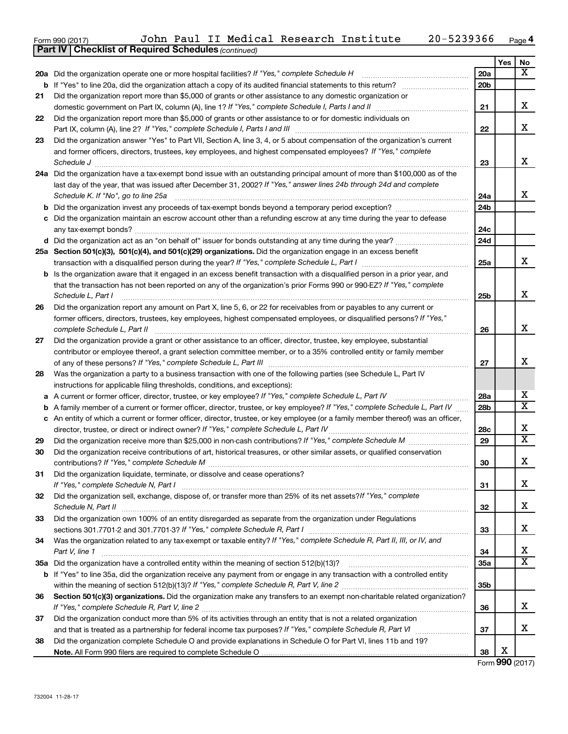Form 990 (2017) John Paul II Medical Research Institute 20-5239366 Page 4

**Part IV | Checklist of Required Schedules** *(continued)*

| | | | Yes | No |
|---|---|---|---|---|
| **20a** | Did the organization operate one or more hospital facilities? *If "Yes," complete Schedule H* | **20a** | | X |
| **b** | If "Yes" to line 20a, did the organization attach a copy of its audited financial statements to this return? | **20b** | | |
| **21** | Did the organization report more than $5,000 of grants or other assistance to any domestic organization or domestic government on Part IX, column (A), line 1? *If "Yes," complete Schedule I, Parts I and II* | **21** | | X |
| **22** | Did the organization report more than $5,000 of grants or other assistance to or for domestic individuals on Part IX, column (A), line 2? *If "Yes," complete Schedule I, Parts I and III* | **22** | | X |
| **23** | Did the organization answer "Yes" to Part VII, Section A, line 3, 4, or 5 about compensation of the organization's current and former officers, directors, trustees, key employees, and highest compensated employees? *If "Yes," complete Schedule J* | **23** | | X |
| **24a** | Did the organization have a tax-exempt bond issue with an outstanding principal amount of more than $100,000 as of the last day of the year, that was issued after December 31, 2002? *If "Yes," answer lines 24b through 24d and complete Schedule K. If "No", go to line 25a* | **24a** | | X |
| **b** | Did the organization invest any proceeds of tax-exempt bonds beyond a temporary period exception? | **24b** | | |
| **c** | Did the organization maintain an escrow account other than a refunding escrow at any time during the year to defease any tax-exempt bonds? | **24c** | | |
| **d** | Did the organization act as an "on behalf of" issuer for bonds outstanding at any time during the year? | **24d** | | |
| **25a** | **Section 501(c)(3), 501(c)(4), and 501(c)(29) organizations.** Did the organization engage in an excess benefit transaction with a disqualified person during the year? *If "Yes," complete Schedule L, Part I* | **25a** | | X |
| **b** | Is the organization aware that it engaged in an excess benefit transaction with a disqualified person in a prior year, and that the transaction has not been reported on any of the organization's prior Forms 990 or 990-EZ? *If "Yes," complete Schedule L, Part I* | **25b** | | X |
| **26** | Did the organization report any amount on Part X, line 5, 6, or 22 for receivables from or payables to any current or former officers, directors, trustees, key employees, highest compensated employees, or disqualified persons? *If "Yes," complete Schedule L, Part II* | **26** | | X |
| **27** | Did the organization provide a grant or other assistance to an officer, director, trustee, key employee, substantial contributor or employee thereof, a grant selection committee member, or to a 35% controlled entity or family member of any of these persons? *If "Yes," complete Schedule L, Part III* | **27** | | X |
| **28** | Was the organization a party to a business transaction with one of the following parties (see Schedule L, Part IV instructions for applicable filing thresholds, conditions, and exceptions): | | | |
| **a** | A current or former officer, director, trustee, or key employee? *If "Yes," complete Schedule L, Part IV* | **28a** | | X |
| **b** | A family member of a current or former officer, director, trustee, or key employee? *If "Yes," complete Schedule L, Part IV* | **28b** | | X |
| **c** | An entity of which a current or former officer, director, trustee, or key employee (or a family member thereof) was an officer, director, trustee, or direct or indirect owner? *If "Yes," complete Schedule L, Part IV* | **28c** | | X |
| **29** | Did the organization receive more than $25,000 in non-cash contributions? *If "Yes," complete Schedule M* | **29** | | X |
| **30** | Did the organization receive contributions of art, historical treasures, or other similar assets, or qualified conservation contributions? *If "Yes," complete Schedule M* | **30** | | X |
| **31** | Did the organization liquidate, terminate, or dissolve and cease operations? *If "Yes," complete Schedule N, Part I* | **31** | | X |
| **32** | Did the organization sell, exchange, dispose of, or transfer more than 25% of its net assets? *If "Yes," complete Schedule N, Part II* | **32** | | X |
| **33** | Did the organization own 100% of an entity disregarded as separate from the organization under Regulations sections 301.7701-2 and 301.7701-3? *If "Yes," complete Schedule R, Part I* | **33** | | X |
| **34** | Was the organization related to any tax-exempt or taxable entity? *If "Yes," complete Schedule R, Part II, III, or IV, and Part V, line 1* | **34** | | X |
| **35a** | Did the organization have a controlled entity within the meaning of section 512(b)(13)? | **35a** | | X |
| **b** | If "Yes" to line 35a, did the organization receive any payment from or engage in any transaction with a controlled entity within the meaning of section 512(b)(13)? *If "Yes," complete Schedule R, Part V, line 2* | **35b** | | |
| **36** | **Section 501(c)(3) organizations.** Did the organization make any transfers to an exempt non-charitable related organization? *If "Yes," complete Schedule R, Part V, line 2* | **36** | | X |
| **37** | Did the organization conduct more than 5% of its activities through an entity that is not a related organization and that is treated as a partnership for federal income tax purposes? *If "Yes," complete Schedule R, Part VI* | **37** | | X |
| **38** | Did the organization complete Schedule O and provide explanations in Schedule O for Part VI, lines 11b and 19? **Note.** All Form 990 filers are required to complete Schedule O | **38** | X | |

Form **990** (2017)

732004 11-28-17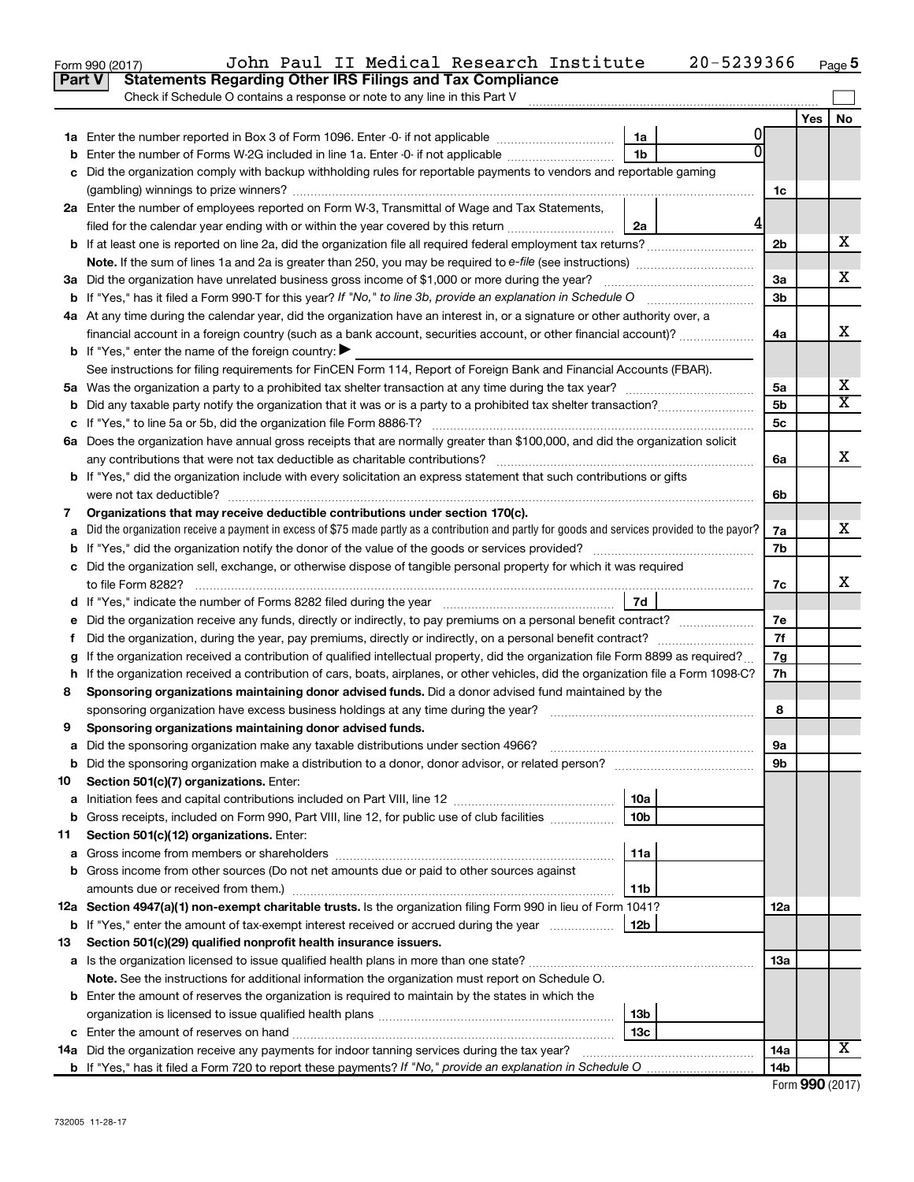Form 990 (2017) John Paul II Medical Research Institute 20-5239366 Page 5

## Part V Statements Regarding Other IRS Filings and Tax Compliance

Check if Schedule O contains a response or note to any line in this Part V

| | | | | | Yes | No |
|---|---|---|---|---|---|---|
| **1a** | Enter the number reported in Box 3 of Form 1096. Enter -0- if not applicable | 1a | 0 | | | |
| **b** | Enter the number of Forms W-2G included in line 1a. Enter -0- if not applicable | 1b | 0 | | | |
| **c** | Did the organization comply with backup withholding rules for reportable payments to vendors and reportable gaming (gambling) winnings to prize winners? | | | 1c | | |
| **2a** | Enter the number of employees reported on Form W-3, Transmittal of Wage and Tax Statements, filed for the calendar year ending with or within the year covered by this return | 2a | 4 | | | |
| **b** | If at least one is reported on line 2a, did the organization file all required federal employment tax returns? | | | 2b | | X |
| | **Note.** If the sum of lines 1a and 2a is greater than 250, you may be required to *e-file* (see instructions) | | | | | |
| **3a** | Did the organization have unrelated business gross income of $1,000 or more during the year? | | | 3a | | X |
| **b** | If "Yes," has it filed a Form 990-T for this year? *If "No," to line 3b, provide an explanation in Schedule O* | | | 3b | | |
| **4a** | At any time during the calendar year, did the organization have an interest in, or a signature or other authority over, a financial account in a foreign country (such as a bank account, securities account, or other financial account)? | | | 4a | | X |
| **b** | If "Yes," enter the name of the foreign country: ▶ | | | | | |
| | See instructions for filing requirements for FinCEN Form 114, Report of Foreign Bank and Financial Accounts (FBAR). | | | | | |
| **5a** | Was the organization a party to a prohibited tax shelter transaction at any time during the tax year? | | | 5a | | X |
| **b** | Did any taxable party notify the organization that it was or is a party to a prohibited tax shelter transaction? | | | 5b | | X |
| **c** | If "Yes," to line 5a or 5b, did the organization file Form 8886-T? | | | 5c | | |
| **6a** | Does the organization have annual gross receipts that are normally greater than $100,000, and did the organization solicit any contributions that were not tax deductible as charitable contributions? | | | 6a | | X |
| **b** | If "Yes," did the organization include with every solicitation an express statement that such contributions or gifts were not tax deductible? | | | 6b | | |
| **7** | **Organizations that may receive deductible contributions under section 170(c).** | | | | | |
| **a** | Did the organization receive a payment in excess of $75 made partly as a contribution and partly for goods and services provided to the payor? | | | 7a | | X |
| **b** | If "Yes," did the organization notify the donor of the value of the goods or services provided? | | | 7b | | |
| **c** | Did the organization sell, exchange, or otherwise dispose of tangible personal property for which it was required to file Form 8282? | | | 7c | | X |
| **d** | If "Yes," indicate the number of Forms 8282 filed during the year | 7d | | | | |
| **e** | Did the organization receive any funds, directly or indirectly, to pay premiums on a personal benefit contract? | | | 7e | | |
| **f** | Did the organization, during the year, pay premiums, directly or indirectly, on a personal benefit contract? | | | 7f | | |
| **g** | If the organization received a contribution of qualified intellectual property, did the organization file Form 8899 as required? | | | 7g | | |
| **h** | If the organization received a contribution of cars, boats, airplanes, or other vehicles, did the organization file a Form 1098-C? | | | 7h | | |
| **8** | **Sponsoring organizations maintaining donor advised funds.** Did a donor advised fund maintained by the sponsoring organization have excess business holdings at any time during the year? | | | 8 | | |
| **9** | **Sponsoring organizations maintaining donor advised funds.** | | | | | |
| **a** | Did the sponsoring organization make any taxable distributions under section 4966? | | | 9a | | |
| **b** | Did the sponsoring organization make a distribution to a donor, donor advisor, or related person? | | | 9b | | |
| **10** | **Section 501(c)(7) organizations.** Enter: | | | | | |
| **a** | Initiation fees and capital contributions included on Part VIII, line 12 | 10a | | | | |
| **b** | Gross receipts, included on Form 990, Part VIII, line 12, for public use of club facilities | 10b | | | | |
| **11** | **Section 501(c)(12) organizations.** Enter: | | | | | |
| **a** | Gross income from members or shareholders | 11a | | | | |
| **b** | Gross income from other sources (Do not net amounts due or paid to other sources against amounts due or received from them.) | 11b | | | | |
| **12a** | **Section 4947(a)(1) non-exempt charitable trusts.** Is the organization filing Form 990 in lieu of Form 1041? | | | 12a | | |
| **b** | If "Yes," enter the amount of tax-exempt interest received or accrued during the year | 12b | | | | |
| **13** | **Section 501(c)(29) qualified nonprofit health insurance issuers.** | | | | | |
| **a** | Is the organization licensed to issue qualified health plans in more than one state? | | | 13a | | |
| | **Note.** See the instructions for additional information the organization must report on Schedule O. | | | | | |
| **b** | Enter the amount of reserves the organization is required to maintain by the states in which the organization is licensed to issue qualified health plans | 13b | | | | |
| **c** | Enter the amount of reserves on hand | 13c | | | | |
| **14a** | Did the organization receive any payments for indoor tanning services during the tax year? | | | 14a | | X |
| **b** | If "Yes," has it filed a Form 720 to report these payments? *If "No," provide an explanation in Schedule O* | | | 14b | | |

732005 11-28-17

Form **990** (2017)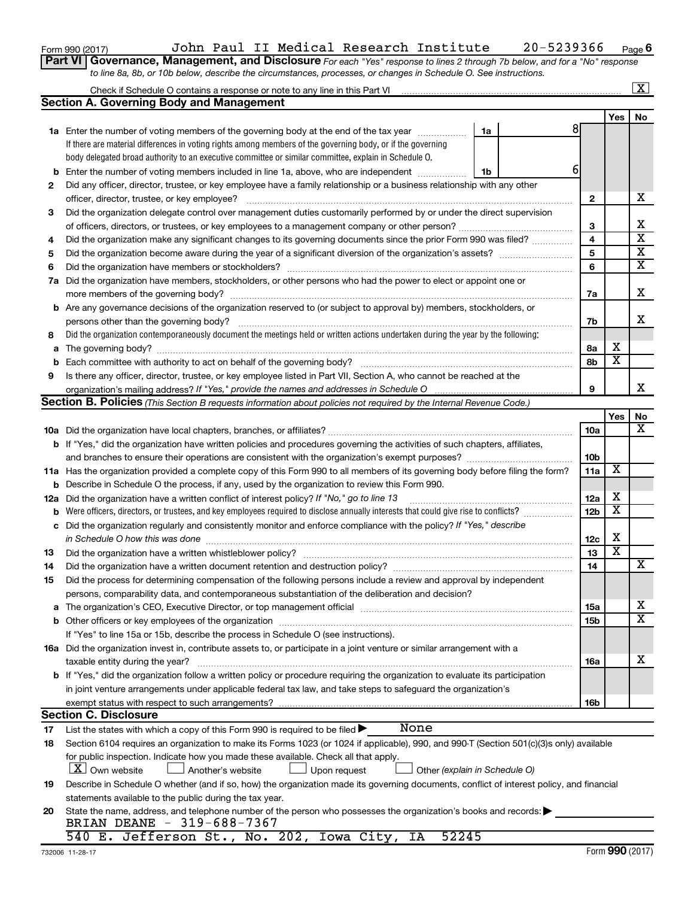Form 990 (2017) John Paul II Medical Research Institute 20-5239366 Page 6

**Part VI Governance, Management, and Disclosure** *For each "Yes" response to lines 2 through 7b below, and for a "No" response to line 8a, 8b, or 10b below, describe the circumstances, processes, or changes in Schedule O. See instructions.*

Check if Schedule O contains a response or note to any line in this Part VI ..... [X]

## Section A. Governing Body and Management

| | | | | Yes | No |
|---|---|---|---|---|---|
| **1a** | Enter the number of voting members of the governing body at the end of the tax year ..... **1a** 8<br>If there are material differences in voting rights among members of the governing body, or if the governing body delegated broad authority to an executive committee or similar committee, explain in Schedule O. | | | | |
| **b** | Enter the number of voting members included in line 1a, above, who are independent ..... **1b** 6 | | | | |
| **2** | Did any officer, director, trustee, or key employee have a family relationship or a business relationship with any other officer, director, trustee, or key employee? | | 2 | | X |
| **3** | Did the organization delegate control over management duties customarily performed by or under the direct supervision of officers, directors, or trustees, or key employees to a management company or other person? | | 3 | | X |
| **4** | Did the organization make any significant changes to its governing documents since the prior Form 990 was filed? | | 4 | | X |
| **5** | Did the organization become aware during the year of a significant diversion of the organization's assets? | | 5 | | X |
| **6** | Did the organization have members or stockholders? | | 6 | | X |
| **7a** | Did the organization have members, stockholders, or other persons who had the power to elect or appoint one or more members of the governing body? | | 7a | | X |
| **b** | Are any governance decisions of the organization reserved to (or subject to approval by) members, stockholders, or persons other than the governing body? | | 7b | | X |
| **8** | Did the organization contemporaneously document the meetings held or written actions undertaken during the year by the following: | | | | |
| **a** | The governing body? | | 8a | X | |
| **b** | Each committee with authority to act on behalf of the governing body? | | 8b | X | |
| **9** | Is there any officer, director, trustee, or key employee listed in Part VII, Section A, who cannot be reached at the organization's mailing address? *If "Yes," provide the names and addresses in Schedule O* | | 9 | | X |

## Section B. Policies *(This Section B requests information about policies not required by the Internal Revenue Code.)*

| | | | Yes | No |
|---|---|---|---|---|
| **10a** | Did the organization have local chapters, branches, or affiliates? | 10a | | X |
| **b** | If "Yes," did the organization have written policies and procedures governing the activities of such chapters, affiliates, and branches to ensure their operations are consistent with the organization's exempt purposes? | 10b | | |
| **11a** | Has the organization provided a complete copy of this Form 990 to all members of its governing body before filing the form? | 11a | X | |
| **b** | Describe in Schedule O the process, if any, used by the organization to review this Form 990. | | | |
| **12a** | Did the organization have a written conflict of interest policy? *If "No," go to line 13* | 12a | X | |
| **b** | Were officers, directors, or trustees, and key employees required to disclose annually interests that could give rise to conflicts? | 12b | X | |
| **c** | Did the organization regularly and consistently monitor and enforce compliance with the policy? *If "Yes," describe in Schedule O how this was done* | 12c | X | |
| **13** | Did the organization have a written whistleblower policy? | 13 | X | |
| **14** | Did the organization have a written document retention and destruction policy? | 14 | | X |
| **15** | Did the process for determining compensation of the following persons include a review and approval by independent persons, comparability data, and contemporaneous substantiation of the deliberation and decision? | | | |
| **a** | The organization's CEO, Executive Director, or top management official | 15a | | X |
| **b** | Other officers or key employees of the organization<br>If "Yes" to line 15a or 15b, describe the process in Schedule O (see instructions). | 15b | | X |
| **16a** | Did the organization invest in, contribute assets to, or participate in a joint venture or similar arrangement with a taxable entity during the year? | 16a | | X |
| **b** | If "Yes," did the organization follow a written policy or procedure requiring the organization to evaluate its participation in joint venture arrangements under applicable federal tax law, and take steps to safeguard the organization's exempt status with respect to such arrangements? | 16b | | |

## Section C. Disclosure

**17** List the states with which a copy of this Form 990 is required to be filed ▶ None

**18** Section 6104 requires an organization to make its Forms 1023 (or 1024 if applicable), 990, and 990-T (Section 501(c)(3)s only) available for public inspection. Indicate how you made these available. Check all that apply.
[X] Own website [ ] Another's website [ ] Upon request [ ] Other *(explain in Schedule O)*

**19** Describe in Schedule O whether (and if so, how) the organization made its governing documents, conflict of interest policy, and financial statements available to the public during the tax year.

**20** State the name, address, and telephone number of the person who possesses the organization's books and records: ▶
BRIAN DEANE - 319-688-7367
540 E. Jefferson St., No. 202, Iowa City, IA 52245

732006 11-28-17 Form **990** (2017)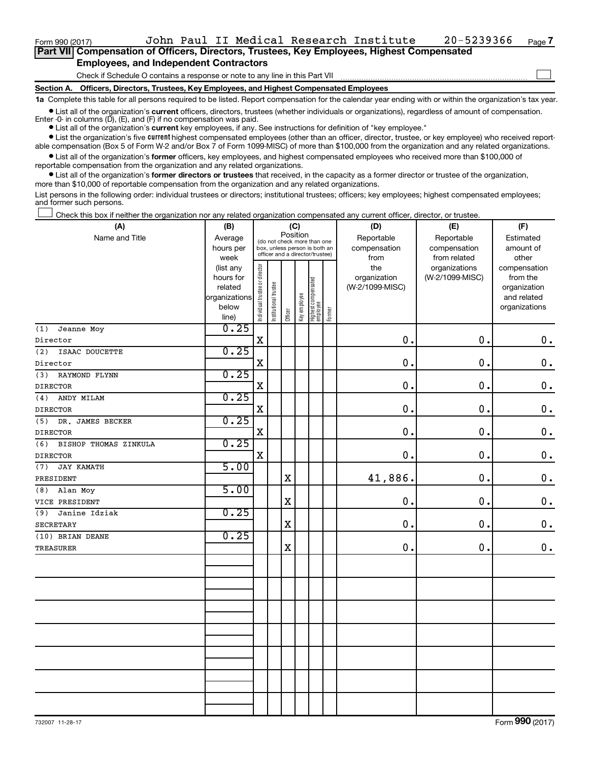Form 990 (2017) John Paul II Medical Research Institute 20-5239366

## Part VII Compensation of Officers, Directors, Trustees, Key Employees, Highest Compensated Employees, and Independent Contractors

Check if Schedule O contains a response or note to any line in this Part VII ☐

### Section A. Officers, Directors, Trustees, Key Employees, and Highest Compensated Employees

**1a** Complete this table for all persons required to be listed. Report compensation for the calendar year ending with or within the organization's tax year.

- List all of the organization's **current** officers, directors, trustees (whether individuals or organizations), regardless of amount of compensation. Enter -0- in columns (D), (E), and (F) if no compensation was paid.
- List all of the organization's **current** key employees, if any. See instructions for definition of "key employee."
- List the organization's five **current** highest compensated employees (other than an officer, director, trustee, or key employee) who received reportable compensation (Box 5 of Form W-2 and/or Box 7 of Form 1099-MISC) of more than $100,000 from the organization and any related organizations.
- List all of the organization's **former** officers, key employees, and highest compensated employees who received more than $100,000 of reportable compensation from the organization and any related organizations.
- List all of the organization's **former directors or trustees** that received, in the capacity as a former director or trustee of the organization, more than $10,000 of reportable compensation from the organization and any related organizations.

List persons in the following order: individual trustees or directors; institutional trustees; officers; key employees; highest compensated employees; and former such persons.

☐ Check this box if neither the organization nor any related organization compensated any current officer, director, or trustee.

| (A) Name and Title | (B) Average hours per week (list any hours for related organizations below line) | (C) Position: Individual trustee or director | Institutional trustee | Officer | Key employee | Highest compensated employee | Former | (D) Reportable compensation from the organization (W-2/1099-MISC) | (E) Reportable compensation from related organizations (W-2/1099-MISC) | (F) Estimated amount of other compensation from the organization and related organizations |
|---|---|---|---|---|---|---|---|---|---|---|
| (1) Jeanne Moy<br>Director | 0.25 | X | | | | | | 0. | 0. | 0. |
| (2) ISAAC DOUCETTE<br>Director | 0.25 | X | | | | | | 0. | 0. | 0. |
| (3) RAYMOND FLYNN<br>DIRECTOR | 0.25 | X | | | | | | 0. | 0. | 0. |
| (4) ANDY MILAM<br>DIRECTOR | 0.25 | X | | | | | | 0. | 0. | 0. |
| (5) DR. JAMES BECKER<br>DIRECTOR | 0.25 | X | | | | | | 0. | 0. | 0. |
| (6) BISHOP THOMAS ZINKULA<br>DIRECTOR | 0.25 | X | | | | | | 0. | 0. | 0. |
| (7) JAY KAMATH<br>PRESIDENT | 5.00 | | | X | | | | 41,886. | 0. | 0. |
| (8) Alan Moy<br>VICE PRESIDENT | 5.00 | | | X | | | | 0. | 0. | 0. |
| (9) Janine Idziak<br>SECRETARY | 0.25 | | | X | | | | 0. | 0. | 0. |
| (10) BRIAN DEANE<br>TREASURER | 0.25 | | | X | | | | 0. | 0. | 0. |

732007 11-28-17 Form **990** (2017)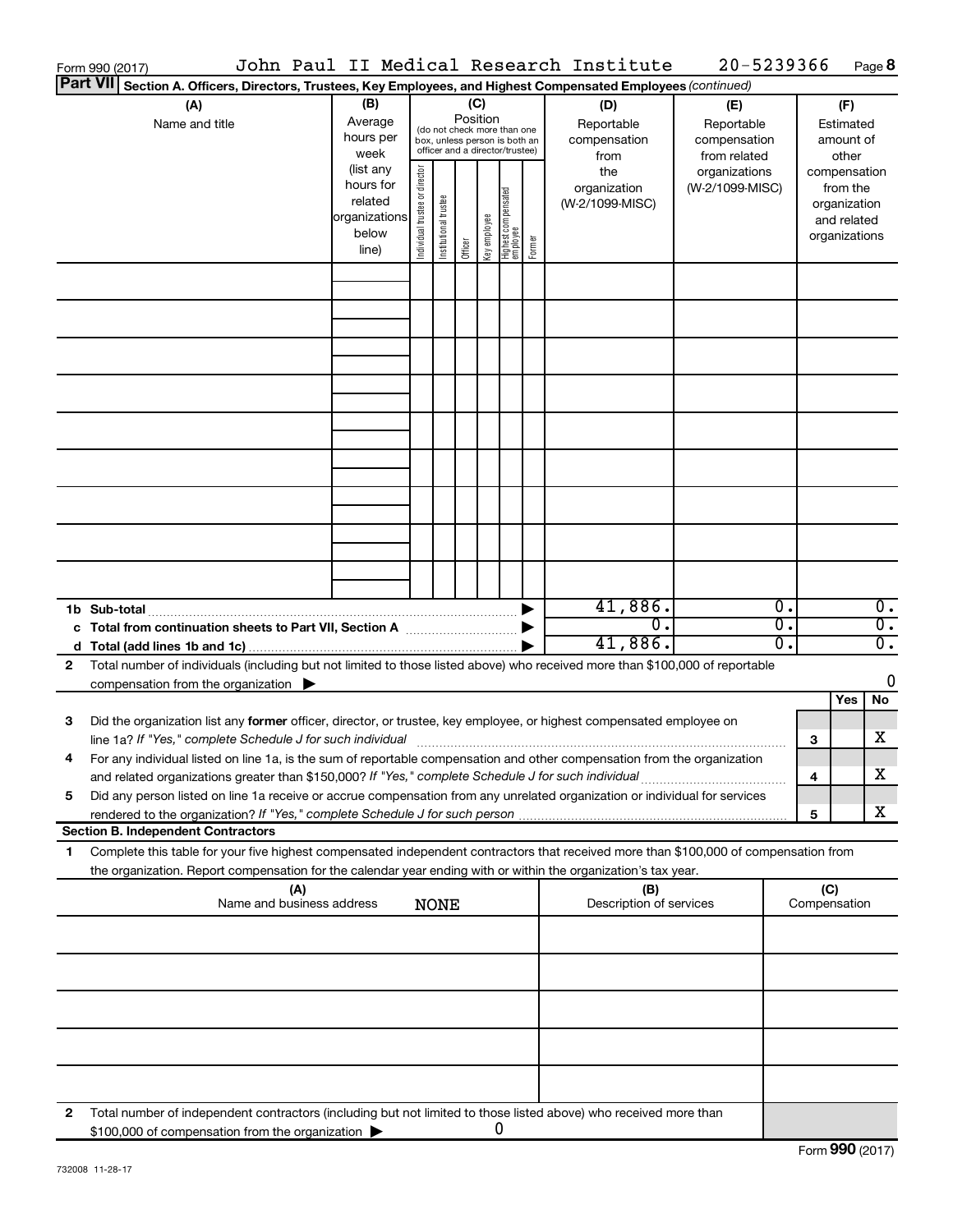Form 990 (2017) John Paul II Medical Research Institute 20-5239366 Page 8

**Part VII Section A. Officers, Directors, Trustees, Key Employees, and Highest Compensated Employees** *(continued)*

| (A) Name and title | (B) Average hours per week (list any hours for related organizations below line) | (C) Position (do not check more than one box, unless person is both an officer and a director/trustee): Individual trustee or director | Institutional trustee | Officer | Key employee | Highest compensated employee | Former | (D) Reportable compensation from the organization (W-2/1099-MISC) | (E) Reportable compensation from related organizations (W-2/1099-MISC) | (F) Estimated amount of other compensation from the organization and related organizations |
|---|---|---|---|---|---|---|---|---|---|---|
| | | | | | | | | | | |
| | | | | | | | | | | |
| | | | | | | | | | | |
| | | | | | | | | | | |
| | | | | | | | | | | |
| | | | | | | | | | | |
| | | | | | | | | | | |
| | | | | | | | | | | |
| | | | | | | | | | | |
| **1b Sub-total** | | | | | | | | 41,886. | 0. | 0. |
| **c Total from continuation sheets to Part VII, Section A** | | | | | | | | 0. | 0. | 0. |
| **d Total (add lines 1b and 1c)** | | | | | | | | 41,886. | 0. | 0. |

**2** Total number of individuals (including but not limited to those listed above) who received more than $100,000 of reportable compensation from the organization ▶ 0

| | | Yes | No |
|---|---|---|---|
| **3** Did the organization list any **former** officer, director, or trustee, key employee, or highest compensated employee on line 1a? *If "Yes," complete Schedule J for such individual* | 3 | | X |
| **4** For any individual listed on line 1a, is the sum of reportable compensation and other compensation from the organization and related organizations greater than $150,000? *If "Yes," complete Schedule J for such individual* | 4 | | X |
| **5** Did any person listed on line 1a receive or accrue compensation from any unrelated organization or individual for services rendered to the organization? *If "Yes," complete Schedule J for such person* | 5 | | X |

**Section B. Independent Contractors**

**1** Complete this table for your five highest compensated independent contractors that received more than $100,000 of compensation from the organization. Report compensation for the calendar year ending with or within the organization's tax year.

| (A) Name and business address NONE | (B) Description of services | (C) Compensation |
|---|---|---|
| | | |
| | | |
| | | |
| | | |
| | | |

**2** Total number of independent contractors (including but not limited to those listed above) who received more than $100,000 of compensation from the organization ▶ 0

Form **990** (2017)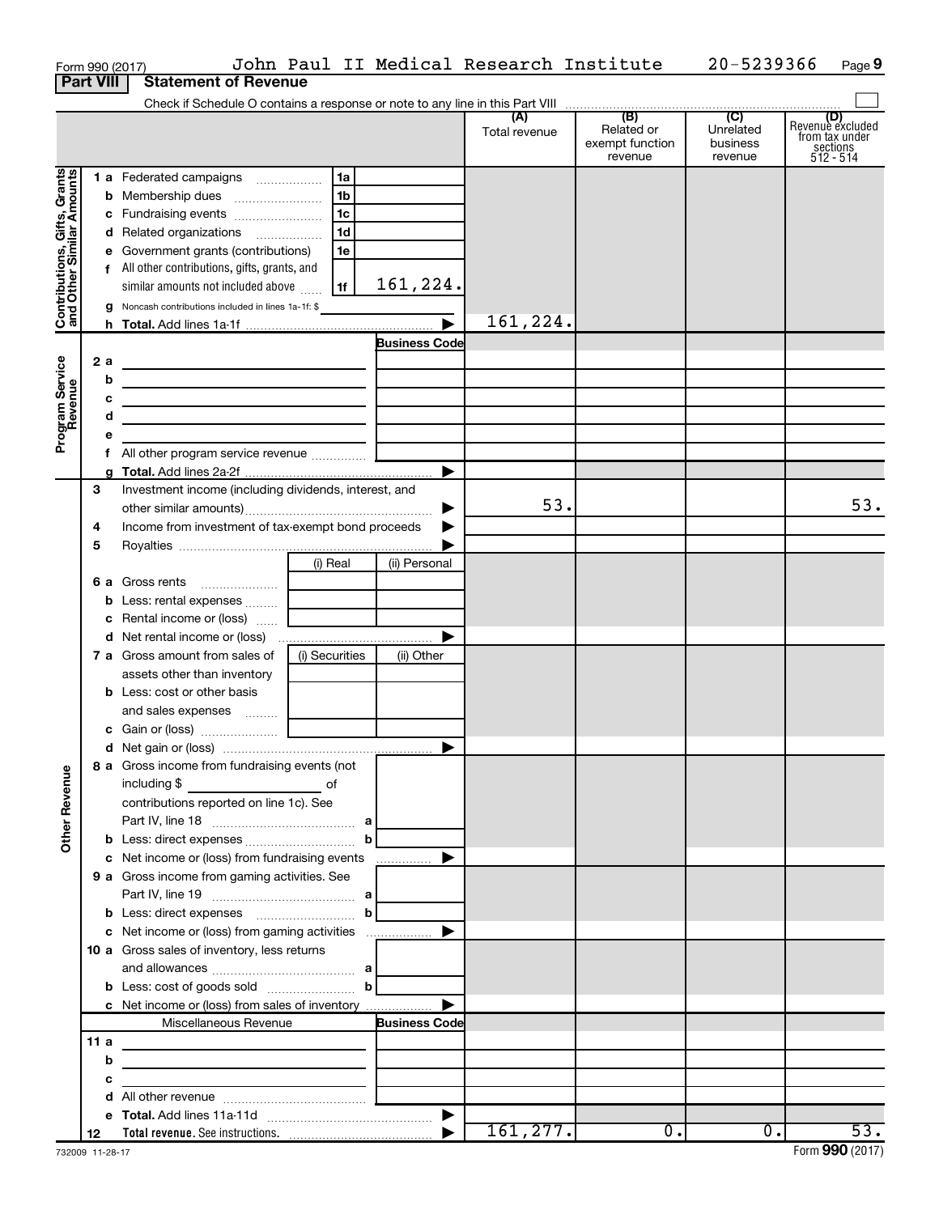Form 990 (2017) John Paul II Medical Research Institute 20-5239366 Page **9**

## Part VIII Statement of Revenue

Check if Schedule O contains a response or note to any line in this Part VIII ☐

| | | | (A) Total revenue | (B) Related or exempt function revenue | (C) Unrelated business revenue | (D) Revenue excluded from tax under sections 512 - 514 |
|---|---|---|---|---|---|---|
| **Contributions, Gifts, Grants and Other Similar Amounts** | 1 a Federated campaigns | 1a | | | | |
| | b Membership dues | 1b | | | | |
| | c Fundraising events | 1c | | | | |
| | d Related organizations | 1d | | | | |
| | e Government grants (contributions) | 1e | | | | |
| | f All other contributions, gifts, grants, and similar amounts not included above | 1f 161,224. | | | | |
| | g Noncash contributions included in lines 1a-1f: $ | | | | | |
| | h **Total.** Add lines 1a-1f | | 161,224. | | | |
| **Program Service Revenue** | | Business Code | | | | |
| | 2 a | | | | | |
| | b | | | | | |
| | c | | | | | |
| | d | | | | | |
| | e | | | | | |
| | f All other program service revenue | | | | | |
| | g **Total.** Add lines 2a-2f | | | | | |
| | 3 Investment income (including dividends, interest, and other similar amounts) | | 53. | | | 53. |
| | 4 Income from investment of tax-exempt bond proceeds | | | | | |
| | 5 Royalties | | | | | |
| | | (i) Real / (ii) Personal | | | | |
| | 6 a Gross rents | | | | | |
| | b Less: rental expenses | | | | | |
| | c Rental income or (loss) | | | | | |
| | d Net rental income or (loss) | | | | | |
| | 7 a Gross amount from sales of assets other than inventory | (i) Securities / (ii) Other | | | | |
| | b Less: cost or other basis and sales expenses | | | | | |
| | c Gain or (loss) | | | | | |
| | d Net gain or (loss) | | | | | |
| **Other Revenue** | 8 a Gross income from fundraising events (not including $ of contributions reported on line 1c). See Part IV, line 18 | a | | | | |
| | b Less: direct expenses | b | | | | |
| | c Net income or (loss) from fundraising events | | | | | |
| | 9 a Gross income from gaming activities. See Part IV, line 19 | a | | | | |
| | b Less: direct expenses | b | | | | |
| | c Net income or (loss) from gaming activities | | | | | |
| | 10 a Gross sales of inventory, less returns and allowances | a | | | | |
| | b Less: cost of goods sold | b | | | | |
| | c Net income or (loss) from sales of inventory | | | | | |
| | Miscellaneous Revenue | Business Code | | | | |
| | 11 a | | | | | |
| | b | | | | | |
| | c | | | | | |
| | d All other revenue | | | | | |
| | e **Total.** Add lines 11a-11d | | | | | |
| | 12 **Total revenue.** See instructions. | | 161,277. | 0. | 0. | 53. |

732009 11-28-17 Form **990** (2017)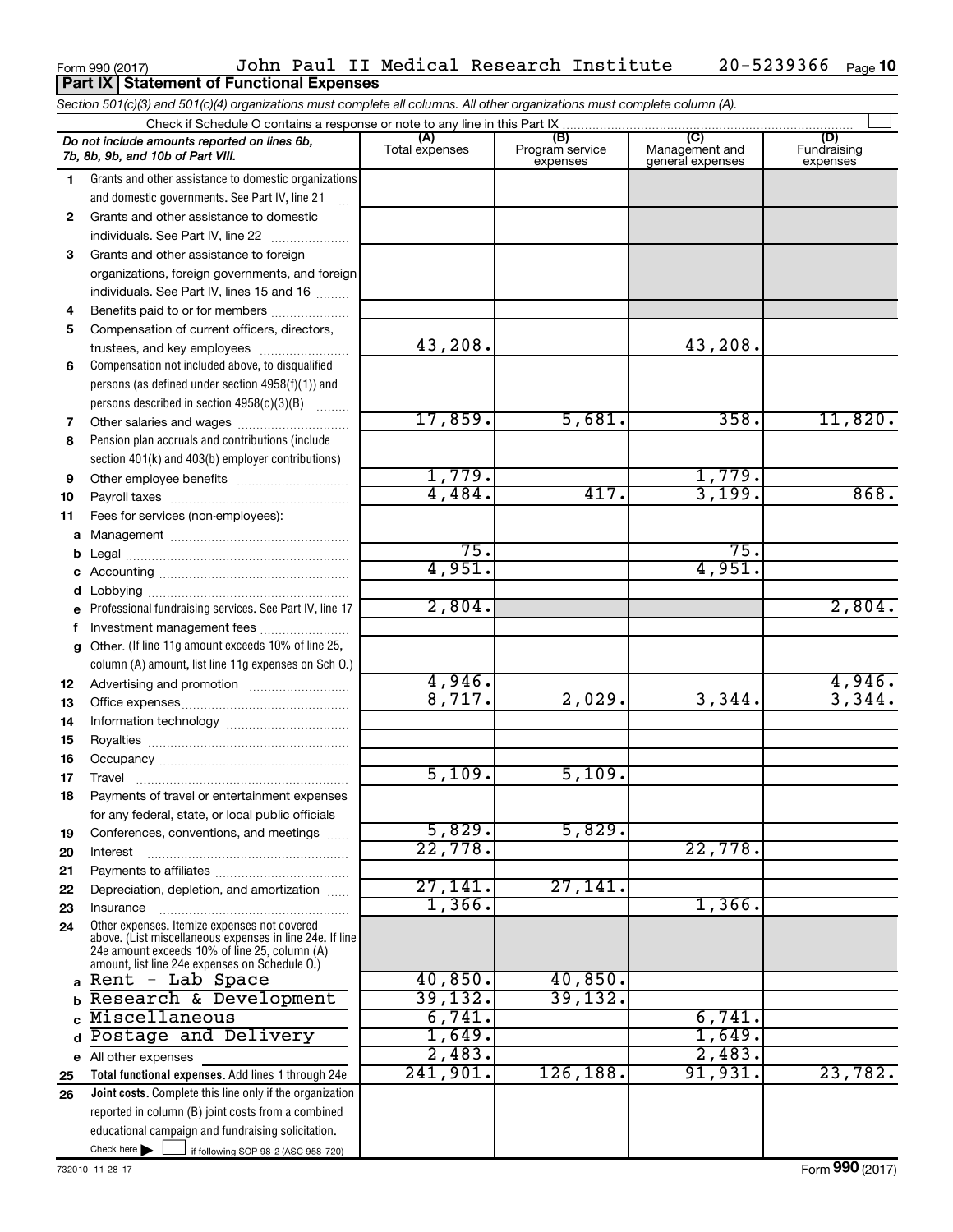Form 990 (2017) John Paul II Medical Research Institute 20-5239366

## Part IX Statement of Functional Expenses

*Section 501(c)(3) and 501(c)(4) organizations must complete all columns. All other organizations must complete column (A).*

Check if Schedule O contains a response or note to any line in this Part IX

| *Do not include amounts reported on lines 6b, 7b, 8b, 9b, and 10b of Part VIII.* | (A) Total expenses | (B) Program service expenses | (C) Management and general expenses | (D) Fundraising expenses |
|---|---|---|---|---|
| 1 Grants and other assistance to domestic organizations and domestic governments. See Part IV, line 21 | | | | |
| 2 Grants and other assistance to domestic individuals. See Part IV, line 22 | | | | |
| 3 Grants and other assistance to foreign organizations, foreign governments, and foreign individuals. See Part IV, lines 15 and 16 | | | | |
| 4 Benefits paid to or for members | | | | |
| 5 Compensation of current officers, directors, trustees, and key employees | 43,208. | | 43,208. | |
| 6 Compensation not included above, to disqualified persons (as defined under section 4958(f)(1)) and persons described in section 4958(c)(3)(B) | | | | |
| 7 Other salaries and wages | 17,859. | 5,681. | 358. | 11,820. |
| 8 Pension plan accruals and contributions (include section 401(k) and 403(b) employer contributions) | | | | |
| 9 Other employee benefits | 1,779. | | 1,779. | |
| 10 Payroll taxes | 4,484. | 417. | 3,199. | 868. |
| 11 Fees for services (non-employees): | | | | |
| a Management | | | | |
| b Legal | 75. | | 75. | |
| c Accounting | 4,951. | | 4,951. | |
| d Lobbying | | | | |
| e Professional fundraising services. See Part IV, line 17 | 2,804. | | | 2,804. |
| f Investment management fees | | | | |
| g Other. (If line 11g amount exceeds 10% of line 25, column (A) amount, list line 11g expenses on Sch O.) | | | | |
| 12 Advertising and promotion | 4,946. | | | 4,946. |
| 13 Office expenses | 8,717. | 2,029. | 3,344. | 3,344. |
| 14 Information technology | | | | |
| 15 Royalties | | | | |
| 16 Occupancy | | | | |
| 17 Travel | 5,109. | 5,109. | | |
| 18 Payments of travel or entertainment expenses for any federal, state, or local public officials | | | | |
| 19 Conferences, conventions, and meetings | 5,829. | 5,829. | | |
| 20 Interest | 22,778. | | 22,778. | |
| 21 Payments to affiliates | | | | |
| 22 Depreciation, depletion, and amortization | 27,141. | 27,141. | | |
| 23 Insurance | 1,366. | | 1,366. | |
| 24 Other expenses. Itemize expenses not covered above. (List miscellaneous expenses in line 24e. If line 24e amount exceeds 10% of line 25, column (A) amount, list line 24e expenses on Schedule O.) | | | | |
| a Rent - Lab Space | 40,850. | 40,850. | | |
| b Research & Development | 39,132. | 39,132. | | |
| c Miscellaneous | 6,741. | | 6,741. | |
| d Postage and Delivery | 1,649. | | 1,649. | |
| e All other expenses | 2,483. | | 2,483. | |
| 25 **Total functional expenses.** Add lines 1 through 24e | 241,901. | 126,188. | 91,931. | 23,782. |
| 26 **Joint costs.** Complete this line only if the organization reported in column (B) joint costs from a combined educational campaign and fundraising solicitation. Check here ☐ if following SOP 98-2 (ASC 958-720) | | | | |

732010 11-28-17 Form **990** (2017)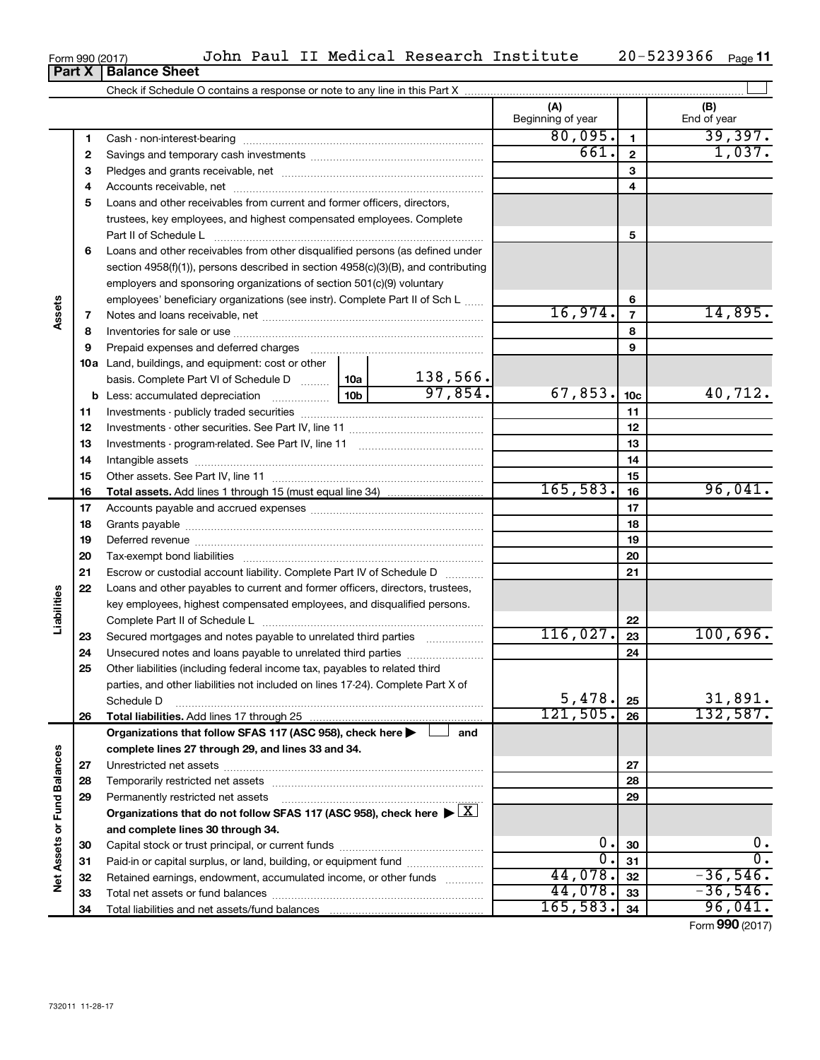Form 990 (2017) John Paul II Medical Research Institute 20-5239366

## Part X | Balance Sheet

Check if Schedule O contains a response or note to any line in this Part X

| | | | | (A) Beginning of year | | (B) End of year |
|---|---|---|---|---|---|---|
| **Assets** | 1 | Cash - non-interest-bearing | | 80,095. | 1 | 39,397. |
| | 2 | Savings and temporary cash investments | | 661. | 2 | 1,037. |
| | 3 | Pledges and grants receivable, net | | | 3 | |
| | 4 | Accounts receivable, net | | | 4 | |
| | 5 | Loans and other receivables from current and former officers, directors, trustees, key employees, and highest compensated employees. Complete Part II of Schedule L | | | 5 | |
| | 6 | Loans and other receivables from other disqualified persons (as defined under section 4958(f)(1)), persons described in section 4958(c)(3)(B), and contributing employers and sponsoring organizations of section 501(c)(9) voluntary employees' beneficiary organizations (see instr). Complete Part II of Sch L | | | 6 | |
| | 7 | Notes and loans receivable, net | | 16,974. | 7 | 14,895. |
| | 8 | Inventories for sale or use | | | 8 | |
| | 9 | Prepaid expenses and deferred charges | | | 9 | |
| | 10a | Land, buildings, and equipment: cost or other basis. Complete Part VI of Schedule D | 10a 138,566. | | | |
| | b | Less: accumulated depreciation | 10b 97,854. | 67,853. | 10c | 40,712. |
| | 11 | Investments - publicly traded securities | | | 11 | |
| | 12 | Investments - other securities. See Part IV, line 11 | | | 12 | |
| | 13 | Investments - program-related. See Part IV, line 11 | | | 13 | |
| | 14 | Intangible assets | | | 14 | |
| | 15 | Other assets. See Part IV, line 11 | | | 15 | |
| | 16 | **Total assets.** Add lines 1 through 15 (must equal line 34) | | 165,583. | 16 | 96,041. |
| **Liabilities** | 17 | Accounts payable and accrued expenses | | | 17 | |
| | 18 | Grants payable | | | 18 | |
| | 19 | Deferred revenue | | | 19 | |
| | 20 | Tax-exempt bond liabilities | | | 20 | |
| | 21 | Escrow or custodial account liability. Complete Part IV of Schedule D | | | 21 | |
| | 22 | Loans and other payables to current and former officers, directors, trustees, key employees, highest compensated employees, and disqualified persons. Complete Part II of Schedule L | | | 22 | |
| | 23 | Secured mortgages and notes payable to unrelated third parties | | 116,027. | 23 | 100,696. |
| | 24 | Unsecured notes and loans payable to unrelated third parties | | | 24 | |
| | 25 | Other liabilities (including federal income tax, payables to related third parties, and other liabilities not included on lines 17-24). Complete Part X of Schedule D | | 5,478. | 25 | 31,891. |
| | 26 | **Total liabilities.** Add lines 17 through 25 | | 121,505. | 26 | 132,587. |
| **Net Assets or Fund Balances** | | **Organizations that follow SFAS 117 (ASC 958), check here ☐ and complete lines 27 through 29, and lines 33 and 34.** | | | | |
| | 27 | Unrestricted net assets | | | 27 | |
| | 28 | Temporarily restricted net assets | | | 28 | |
| | 29 | Permanently restricted net assets | | | 29 | |
| | | **Organizations that do not follow SFAS 117 (ASC 958), check here ☒ and complete lines 30 through 34.** | | | | |
| | 30 | Capital stock or trust principal, or current funds | | 0. | 30 | 0. |
| | 31 | Paid-in or capital surplus, or land, building, or equipment fund | | 0. | 31 | 0. |
| | 32 | Retained earnings, endowment, accumulated income, or other funds | | 44,078. | 32 | -36,546. |
| | 33 | Total net assets or fund balances | | 44,078. | 33 | -36,546. |
| | 34 | Total liabilities and net assets/fund balances | | 165,583. | 34 | 96,041. |

Form **990** (2017)

732011 11-28-17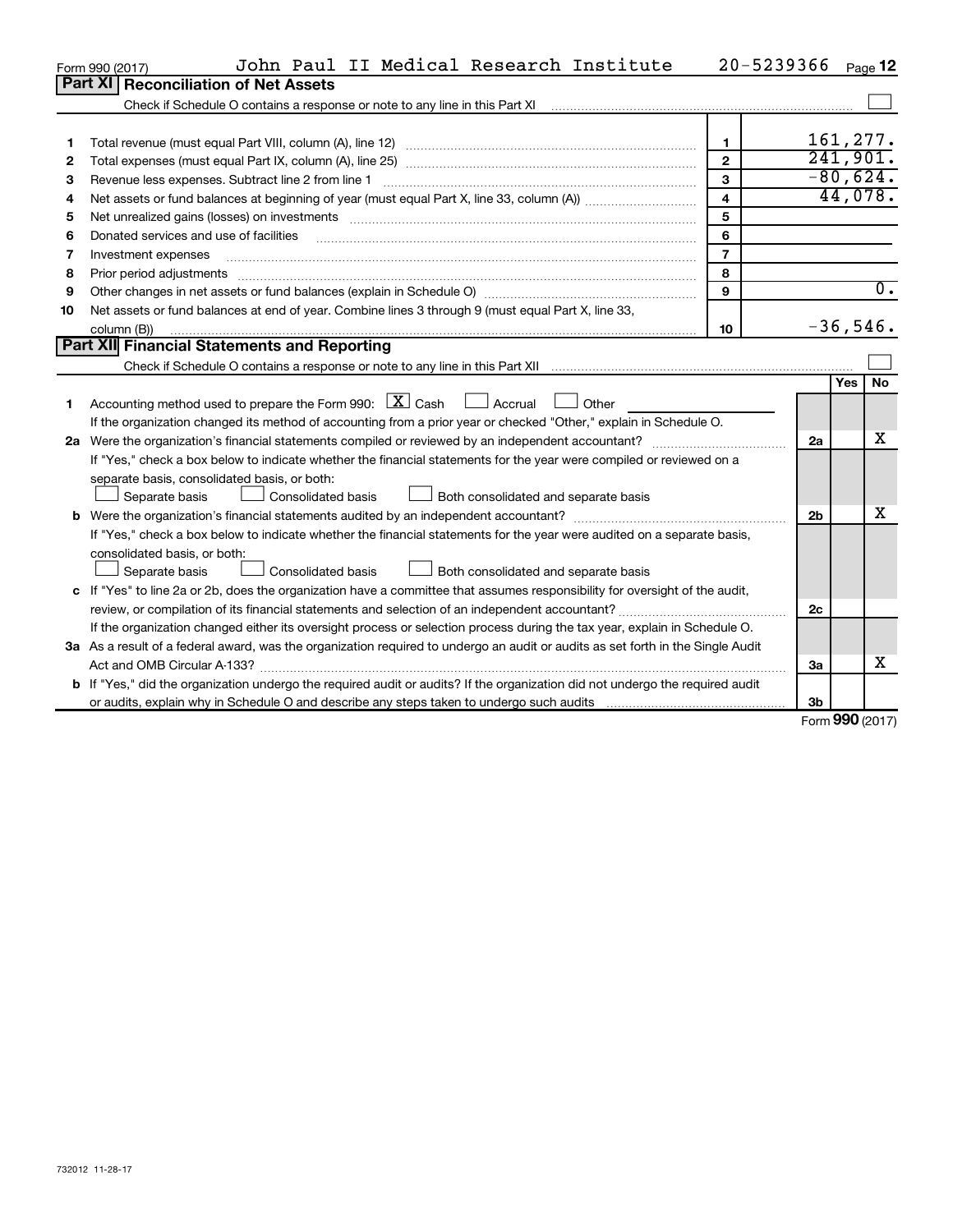Form 990 (2017) John Paul II Medical Research Institute 20-5239366

## Part XI Reconciliation of Net Assets

Check if Schedule O contains a response or note to any line in this Part XI ☐

| | | | |
|---|---|---|---|
| 1 | Total revenue (must equal Part VIII, column (A), line 12) | 1 | 161,277. |
| 2 | Total expenses (must equal Part IX, column (A), line 25) | 2 | 241,901. |
| 3 | Revenue less expenses. Subtract line 2 from line 1 | 3 | -80,624. |
| 4 | Net assets or fund balances at beginning of year (must equal Part X, line 33, column (A)) | 4 | 44,078. |
| 5 | Net unrealized gains (losses) on investments | 5 | |
| 6 | Donated services and use of facilities | 6 | |
| 7 | Investment expenses | 7 | |
| 8 | Prior period adjustments | 8 | |
| 9 | Other changes in net assets or fund balances (explain in Schedule O) | 9 | 0. |
| 10 | Net assets or fund balances at end of year. Combine lines 3 through 9 (must equal Part X, line 33, column (B)) | 10 | -36,546. |

## Part XII Financial Statements and Reporting

Check if Schedule O contains a response or note to any line in this Part XII ☐

| | | | Yes | No |
|---|---|---|---|---|
| 1 | Accounting method used to prepare the Form 990: ☒ Cash ☐ Accrual ☐ Other<br>If the organization changed its method of accounting from a prior year or checked "Other," explain in Schedule O. | | | |
| 2a | Were the organization's financial statements compiled or reviewed by an independent accountant?<br>If "Yes," check a box below to indicate whether the financial statements for the year were compiled or reviewed on a separate basis, consolidated basis, or both:<br>☐ Separate basis ☐ Consolidated basis ☐ Both consolidated and separate basis | 2a | | X |
| b | Were the organization's financial statements audited by an independent accountant?<br>If "Yes," check a box below to indicate whether the financial statements for the year were audited on a separate basis, consolidated basis, or both:<br>☐ Separate basis ☐ Consolidated basis ☐ Both consolidated and separate basis | 2b | | X |
| c | If "Yes" to line 2a or 2b, does the organization have a committee that assumes responsibility for oversight of the audit, review, or compilation of its financial statements and selection of an independent accountant?<br>If the organization changed either its oversight process or selection process during the tax year, explain in Schedule O. | 2c | | |
| 3a | As a result of a federal award, was the organization required to undergo an audit or audits as set forth in the Single Audit Act and OMB Circular A-133? | 3a | | X |
| b | If "Yes," did the organization undergo the required audit or audits? If the organization did not undergo the required audit or audits, explain why in Schedule O and describe any steps taken to undergo such audits | 3b | | |

Form 990 (2017)

732012 11-28-17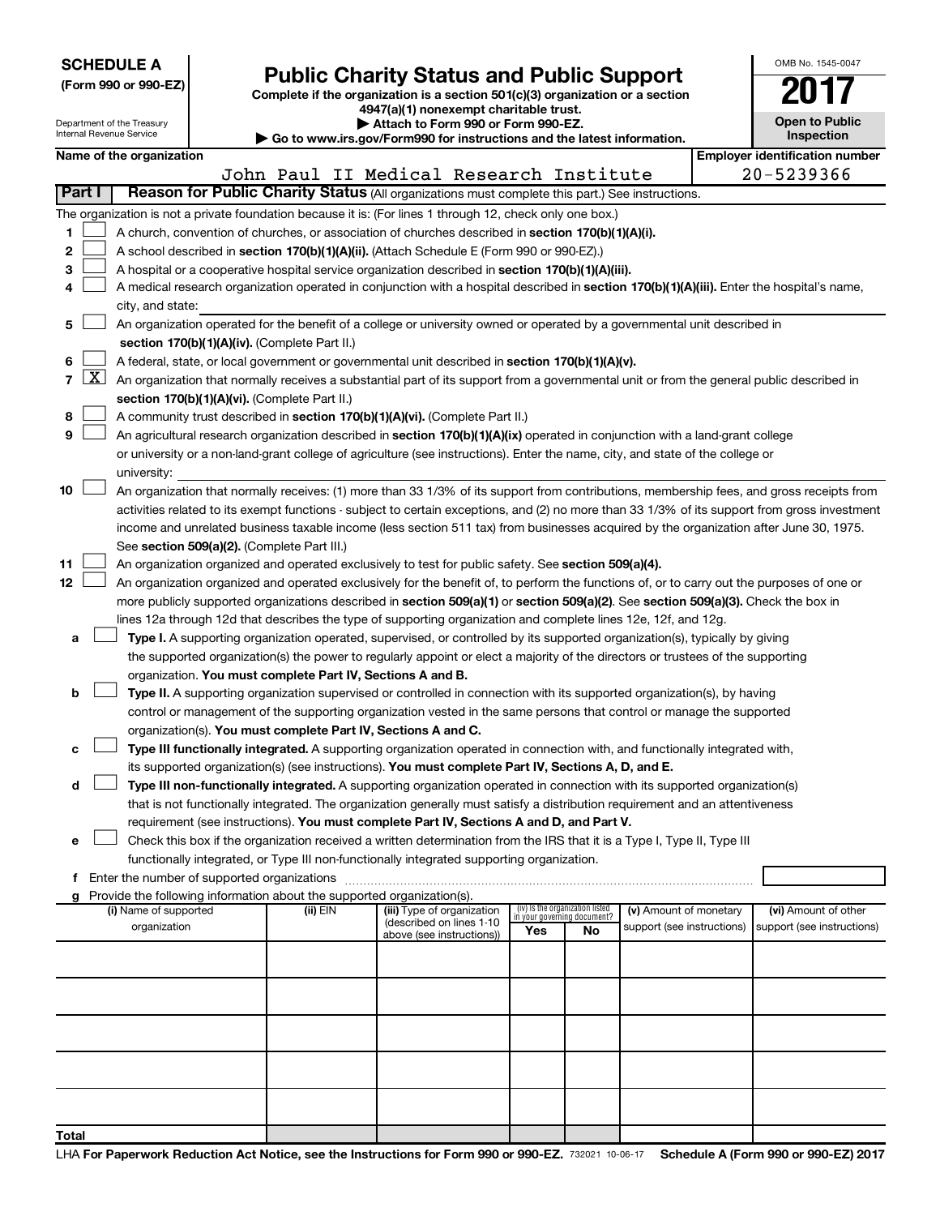**SCHEDULE A**
**(Form 990 or 990-EZ)**

Department of the Treasury
Internal Revenue Service

# Public Charity Status and Public Support

**Complete if the organization is a section 501(c)(3) organization or a section 4947(a)(1) nonexempt charitable trust.**
**▶ Attach to Form 990 or Form 990-EZ.**
**▶ Go to www.irs.gov/Form990 for instructions and the latest information.**

OMB No. 1545-0047

**2017**

**Open to Public Inspection**

| Name of the organization | Employer identification number |
|---|---|
| John Paul II Medical Research Institute | 20-5239366 |

**Part I — Reason for Public Charity Status** (All organizations must complete this part.) See instructions.

The organization is not a private foundation because it is: (For lines 1 through 12, check only one box.)

1. ☐ A church, convention of churches, or association of churches described in **section 170(b)(1)(A)(i).**
2. ☐ A school described in **section 170(b)(1)(A)(ii).** (Attach Schedule E (Form 990 or 990-EZ).)
3. ☐ A hospital or a cooperative hospital service organization described in **section 170(b)(1)(A)(iii).**
4. ☐ A medical research organization operated in conjunction with a hospital described in **section 170(b)(1)(A)(iii).** Enter the hospital's name, city, and state:
5. ☐ An organization operated for the benefit of a college or university owned or operated by a governmental unit described in **section 170(b)(1)(A)(iv).** (Complete Part II.)
6. ☐ A federal, state, or local government or governmental unit described in **section 170(b)(1)(A)(v).**
7. ☒ An organization that normally receives a substantial part of its support from a governmental unit or from the general public described in **section 170(b)(1)(A)(vi).** (Complete Part II.)
8. ☐ A community trust described in **section 170(b)(1)(A)(vi).** (Complete Part II.)
9. ☐ An agricultural research organization described in **section 170(b)(1)(A)(ix)** operated in conjunction with a land-grant college or university or a non-land-grant college of agriculture (see instructions). Enter the name, city, and state of the college or university:
10. ☐ An organization that normally receives: (1) more than 33 1/3% of its support from contributions, membership fees, and gross receipts from activities related to its exempt functions - subject to certain exceptions, and (2) no more than 33 1/3% of its support from gross investment income and unrelated business taxable income (less section 511 tax) from businesses acquired by the organization after June 30, 1975. See **section 509(a)(2).** (Complete Part III.)
11. ☐ An organization organized and operated exclusively to test for public safety. See **section 509(a)(4).**
12. ☐ An organization organized and operated exclusively for the benefit of, to perform the functions of, or to carry out the purposes of one or more publicly supported organizations described in **section 509(a)(1)** or **section 509(a)(2)**. See **section 509(a)(3).** Check the box in lines 12a through 12d that describes the type of supporting organization and complete lines 12e, 12f, and 12g.
   - **a** ☐ **Type I.** A supporting organization operated, supervised, or controlled by its supported organization(s), typically by giving the supported organization(s) the power to regularly appoint or elect a majority of the directors or trustees of the supporting organization. **You must complete Part IV, Sections A and B.**
   - **b** ☐ **Type II.** A supporting organization supervised or controlled in connection with its supported organization(s), by having control or management of the supporting organization vested in the same persons that control or manage the supported organization(s). **You must complete Part IV, Sections A and C.**
   - **c** ☐ **Type III functionally integrated.** A supporting organization operated in connection with, and functionally integrated with, its supported organization(s) (see instructions). **You must complete Part IV, Sections A, D, and E.**
   - **d** ☐ **Type III non-functionally integrated.** A supporting organization operated in connection with its supported organization(s) that is not functionally integrated. The organization generally must satisfy a distribution requirement and an attentiveness requirement (see instructions). **You must complete Part IV, Sections A and D, and Part V.**
   - **e** ☐ Check this box if the organization received a written determination from the IRS that it is a Type I, Type II, Type III functionally integrated, or Type III non-functionally integrated supporting organization.
   - **f** Enter the number of supported organizations
   - **g** Provide the following information about the supported organization(s).

| (i) Name of supported organization | (ii) EIN | (iii) Type of organization (described on lines 1-10 above (see instructions)) | (iv) Is the organization listed in your governing document? Yes | No | (v) Amount of monetary support (see instructions) | (vi) Amount of other support (see instructions) |
|---|---|---|---|---|---|---|
| | | | | | | |
| | | | | | | |
| | | | | | | |
| | | | | | | |
| | | | | | | |
| **Total** | | | | | | |

LHA **For Paperwork Reduction Act Notice, see the Instructions for Form 990 or 990-EZ.** 732021 10-06-17 **Schedule A (Form 990 or 990-EZ) 2017**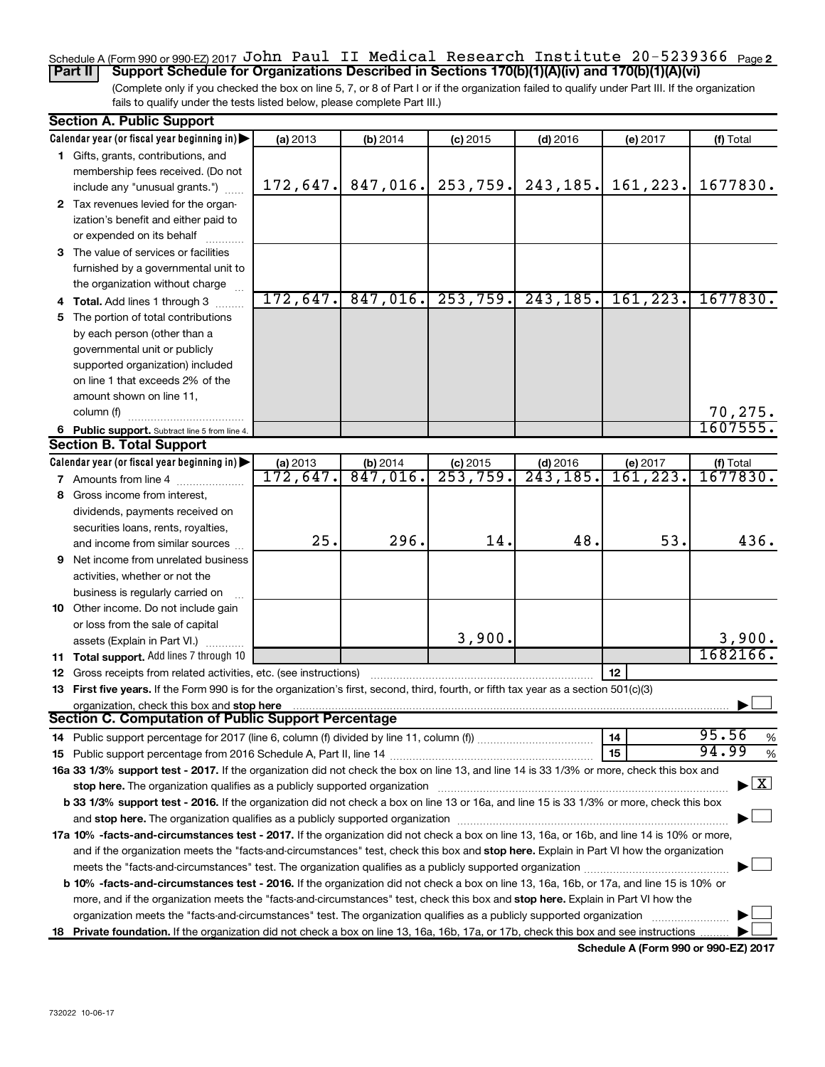Schedule A (Form 990 or 990-EZ) 2017 John Paul II Medical Research Institute 20-5239366 Page **2**

**Part II** **Support Schedule for Organizations Described in Sections 170(b)(1)(A)(iv) and 170(b)(1)(A)(vi)**

(Complete only if you checked the box on line 5, 7, or 8 of Part I or if the organization failed to qualify under Part III. If the organization fails to qualify under the tests listed below, please complete Part III.)

**Section A. Public Support**

| Calendar year (or fiscal year beginning in) ▶ | (a) 2013 | (b) 2014 | (c) 2015 | (d) 2016 | (e) 2017 | (f) Total |
|---|---|---|---|---|---|---|
| **1** Gifts, grants, contributions, and membership fees received. (Do not include any "unusual grants.") | 172,647. | 847,016. | 253,759. | 243,185. | 161,223. | 1677830. |
| **2** Tax revenues levied for the organization's benefit and either paid to or expended on its behalf | | | | | | |
| **3** The value of services or facilities furnished by a governmental unit to the organization without charge | | | | | | |
| **4 Total.** Add lines 1 through 3 | 172,647. | 847,016. | 253,759. | 243,185. | 161,223. | 1677830. |
| **5** The portion of total contributions by each person (other than a governmental unit or publicly supported organization) included on line 1 that exceeds 2% of the amount shown on line 11, column (f) | | | | | | 70,275. |
| **6 Public support.** Subtract line 5 from line 4. | | | | | | 1607555. |

**Section B. Total Support**

| Calendar year (or fiscal year beginning in) ▶ | (a) 2013 | (b) 2014 | (c) 2015 | (d) 2016 | (e) 2017 | (f) Total |
|---|---|---|---|---|---|---|
| **7** Amounts from line 4 | 172,647. | 847,016. | 253,759. | 243,185. | 161,223. | 1677830. |
| **8** Gross income from interest, dividends, payments received on securities loans, rents, royalties, and income from similar sources | 25. | 296. | 14. | 48. | 53. | 436. |
| **9** Net income from unrelated business activities, whether or not the business is regularly carried on | | | | | | |
| **10** Other income. Do not include gain or loss from the sale of capital assets (Explain in Part VI.) | | | 3,900. | | | 3,900. |
| **11 Total support.** Add lines 7 through 10 | | | | | | 1682166. |

**12** Gross receipts from related activities, etc. (see instructions) | **12** |

**13 First five years.** If the Form 990 is for the organization's first, second, third, fourth, or fifth tax year as a section 501(c)(3) organization, check this box and **stop here** ▶ ☐

**Section C. Computation of Public Support Percentage**

**14** Public support percentage for 2017 (line 6, column (f) divided by line 11, column (f)) | **14** | 95.56 %

**15** Public support percentage from 2016 Schedule A, Part II, line 14 | **15** | 94.99 %

**16a 33 1/3% support test - 2017.** If the organization did not check the box on line 13, and line 14 is 33 1/3% or more, check this box and **stop here.** The organization qualifies as a publicly supported organization ▶ ☒

**b 33 1/3% support test - 2016.** If the organization did not check a box on line 13 or 16a, and line 15 is 33 1/3% or more, check this box and **stop here.** The organization qualifies as a publicly supported organization ▶ ☐

**17a 10% -facts-and-circumstances test - 2017.** If the organization did not check a box on line 13, 16a, or 16b, and line 14 is 10% or more, and if the organization meets the "facts-and-circumstances" test, check this box and **stop here.** Explain in Part VI how the organization meets the "facts-and-circumstances" test. The organization qualifies as a publicly supported organization ▶ ☐

**b 10% -facts-and-circumstances test - 2016.** If the organization did not check a box on line 13, 16a, 16b, or 17a, and line 15 is 10% or more, and if the organization meets the "facts-and-circumstances" test, check this box and **stop here.** Explain in Part VI how the organization meets the "facts-and-circumstances" test. The organization qualifies as a publicly supported organization ▶ ☐

**18 Private foundation.** If the organization did not check a box on line 13, 16a, 16b, 17a, or 17b, check this box and see instructions ▶ ☐

**Schedule A (Form 990 or 990-EZ) 2017**

732022 10-06-17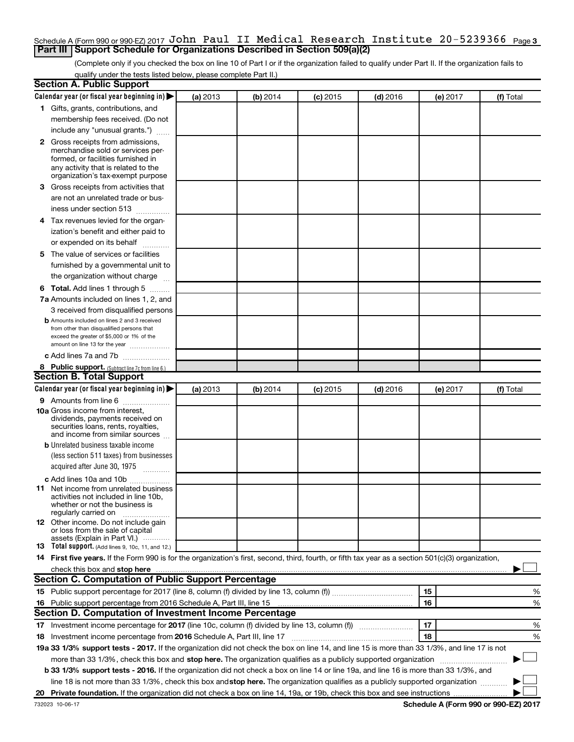Schedule A (Form 990 or 990-EZ) 2017 John Paul II Medical Research Institute 20-5239366 Page 3

## Part III Support Schedule for Organizations Described in Section 509(a)(2)

(Complete only if you checked the box on line 10 of Part I or if the organization failed to qualify under Part II. If the organization fails to qualify under the tests listed below, please complete Part II.)

### Section A. Public Support

| Calendar year (or fiscal year beginning in) ▶ | (a) 2013 | (b) 2014 | (c) 2015 | (d) 2016 | (e) 2017 | (f) Total |
|---|---|---|---|---|---|---|
| 1 Gifts, grants, contributions, and membership fees received. (Do not include any "unusual grants.") | | | | | | |
| 2 Gross receipts from admissions, merchandise sold or services performed, or facilities furnished in any activity that is related to the organization's tax-exempt purpose | | | | | | |
| 3 Gross receipts from activities that are not an unrelated trade or business under section 513 | | | | | | |
| 4 Tax revenues levied for the organization's benefit and either paid to or expended on its behalf | | | | | | |
| 5 The value of services or facilities furnished by a governmental unit to the organization without charge | | | | | | |
| 6 **Total.** Add lines 1 through 5 | | | | | | |
| 7a Amounts included on lines 1, 2, and 3 received from disqualified persons | | | | | | |
| b Amounts included on lines 2 and 3 received from other than disqualified persons that exceed the greater of $5,000 or 1% of the amount on line 13 for the year | | | | | | |
| c Add lines 7a and 7b | | | | | | |
| 8 **Public support.** (Subtract line 7c from line 6.) | | | | | | |

### Section B. Total Support

| Calendar year (or fiscal year beginning in) ▶ | (a) 2013 | (b) 2014 | (c) 2015 | (d) 2016 | (e) 2017 | (f) Total |
|---|---|---|---|---|---|---|
| 9 Amounts from line 6 | | | | | | |
| 10a Gross income from interest, dividends, payments received on securities loans, rents, royalties, and income from similar sources | | | | | | |
| b Unrelated business taxable income (less section 511 taxes) from businesses acquired after June 30, 1975 | | | | | | |
| c Add lines 10a and 10b | | | | | | |
| 11 Net income from unrelated business activities not included in line 10b, whether or not the business is regularly carried on | | | | | | |
| 12 Other income. Do not include gain or loss from the sale of capital assets (Explain in Part VI.) | | | | | | |
| 13 **Total support.** (Add lines 9, 10c, 11, and 12.) | | | | | | |

14 **First five years.** If the Form 990 is for the organization's first, second, third, fourth, or fifth tax year as a section 501(c)(3) organization, check this box and **stop here** ▶ ☐

### Section C. Computation of Public Support Percentage

| | | | |
|---|---|---|---|
| 15 | Public support percentage for 2017 (line 8, column (f) divided by line 13, column (f)) | 15 | % |
| 16 | Public support percentage from 2016 Schedule A, Part III, line 15 | 16 | % |

### Section D. Computation of Investment Income Percentage

| | | | |
|---|---|---|---|
| 17 | Investment income percentage for **2017** (line 10c, column (f) divided by line 13, column (f)) | 17 | % |
| 18 | Investment income percentage from **2016** Schedule A, Part III, line 17 | 18 | % |

**19a 33 1/3% support tests - 2017.** If the organization did not check the box on line 14, and line 15 is more than 33 1/3%, and line 17 is not more than 33 1/3%, check this box and **stop here.** The organization qualifies as a publicly supported organization ▶ ☐

**b 33 1/3% support tests - 2016.** If the organization did not check a box on line 14 or line 19a, and line 16 is more than 33 1/3%, and line 18 is not more than 33 1/3%, check this box and **stop here.** The organization qualifies as a publicly supported organization ▶ ☐

**20 Private foundation.** If the organization did not check a box on line 14, 19a, or 19b, check this box and see instructions ▶ ☐

732023 10-06-17 **Schedule A (Form 990 or 990-EZ) 2017**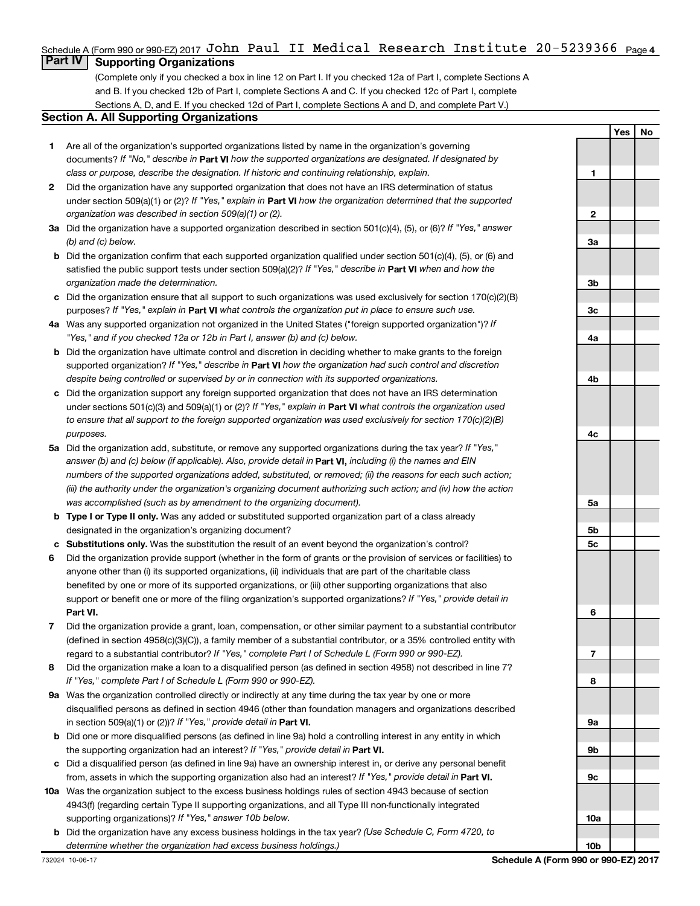Schedule A (Form 990 or 990-EZ) 2017 John Paul II Medical Research Institute 20-5239366 Page 4

## Part IV Supporting Organizations

(Complete only if you checked a box in line 12 on Part I. If you checked 12a of Part I, complete Sections A and B. If you checked 12b of Part I, complete Sections A and C. If you checked 12c of Part I, complete Sections A, D, and E. If you checked 12d of Part I, complete Sections A and D, and complete Part V.)

### Section A. All Supporting Organizations

| | | | Yes | No |
|---|---|---|---|---|
| **1** | Are all of the organization's supported organizations listed by name in the organization's governing documents? *If "No," describe in* **Part VI** *how the supported organizations are designated. If designated by class or purpose, describe the designation. If historic and continuing relationship, explain.* | 1 | | |
| **2** | Did the organization have any supported organization that does not have an IRS determination of status under section 509(a)(1) or (2)? *If "Yes," explain in* **Part VI** *how the organization determined that the supported organization was described in section 509(a)(1) or (2).* | 2 | | |
| **3a** | Did the organization have a supported organization described in section 501(c)(4), (5), or (6)? *If "Yes," answer (b) and (c) below.* | 3a | | |
| **b** | Did the organization confirm that each supported organization qualified under section 501(c)(4), (5), or (6) and satisfied the public support tests under section 509(a)(2)? *If "Yes," describe in* **Part VI** *when and how the organization made the determination.* | 3b | | |
| **c** | Did the organization ensure that all support to such organizations was used exclusively for section 170(c)(2)(B) purposes? *If "Yes," explain in* **Part VI** *what controls the organization put in place to ensure such use.* | 3c | | |
| **4a** | Was any supported organization not organized in the United States ("foreign supported organization")? *If "Yes," and if you checked 12a or 12b in Part I, answer (b) and (c) below.* | 4a | | |
| **b** | Did the organization have ultimate control and discretion in deciding whether to make grants to the foreign supported organization? *If "Yes," describe in* **Part VI** *how the organization had such control and discretion despite being controlled or supervised by or in connection with its supported organizations.* | 4b | | |
| **c** | Did the organization support any foreign supported organization that does not have an IRS determination under sections 501(c)(3) and 509(a)(1) or (2)? *If "Yes," explain in* **Part VI** *what controls the organization used to ensure that all support to the foreign supported organization was used exclusively for section 170(c)(2)(B) purposes.* | 4c | | |
| **5a** | Did the organization add, substitute, or remove any supported organizations during the tax year? *If "Yes," answer (b) and (c) below (if applicable). Also, provide detail in* **Part VI,** *including (i) the names and EIN numbers of the supported organizations added, substituted, or removed; (ii) the reasons for each such action; (iii) the authority under the organization's organizing document authorizing such action; and (iv) how the action was accomplished (such as by amendment to the organizing document).* | 5a | | |
| **b** | **Type I or Type II only.** Was any added or substituted supported organization part of a class already designated in the organization's organizing document? | 5b | | |
| **c** | **Substitutions only.** Was the substitution the result of an event beyond the organization's control? | 5c | | |
| **6** | Did the organization provide support (whether in the form of grants or the provision of services or facilities) to anyone other than (i) its supported organizations, (ii) individuals that are part of the charitable class benefited by one or more of its supported organizations, or (iii) other supporting organizations that also support or benefit one or more of the filing organization's supported organizations? *If "Yes," provide detail in* **Part VI.** | 6 | | |
| **7** | Did the organization provide a grant, loan, compensation, or other similar payment to a substantial contributor (defined in section 4958(c)(3)(C)), a family member of a substantial contributor, or a 35% controlled entity with regard to a substantial contributor? *If "Yes," complete Part I of Schedule L (Form 990 or 990-EZ).* | 7 | | |
| **8** | Did the organization make a loan to a disqualified person (as defined in section 4958) not described in line 7? *If "Yes," complete Part I of Schedule L (Form 990 or 990-EZ).* | 8 | | |
| **9a** | Was the organization controlled directly or indirectly at any time during the tax year by one or more disqualified persons as defined in section 4946 (other than foundation managers and organizations described in section 509(a)(1) or (2))? *If "Yes," provide detail in* **Part VI.** | 9a | | |
| **b** | Did one or more disqualified persons (as defined in line 9a) hold a controlling interest in any entity in which the supporting organization had an interest? *If "Yes," provide detail in* **Part VI.** | 9b | | |
| **c** | Did a disqualified person (as defined in line 9a) have an ownership interest in, or derive any personal benefit from, assets in which the supporting organization also had an interest? *If "Yes," provide detail in* **Part VI.** | 9c | | |
| **10a** | Was the organization subject to the excess business holdings rules of section 4943 because of section 4943(f) (regarding certain Type II supporting organizations, and all Type III non-functionally integrated supporting organizations)? *If "Yes," answer 10b below.* | 10a | | |
| **b** | Did the organization have any excess business holdings in the tax year? *(Use Schedule C, Form 4720, to determine whether the organization had excess business holdings.)* | 10b | | |

732024 10-06-17 **Schedule A (Form 990 or 990-EZ) 2017**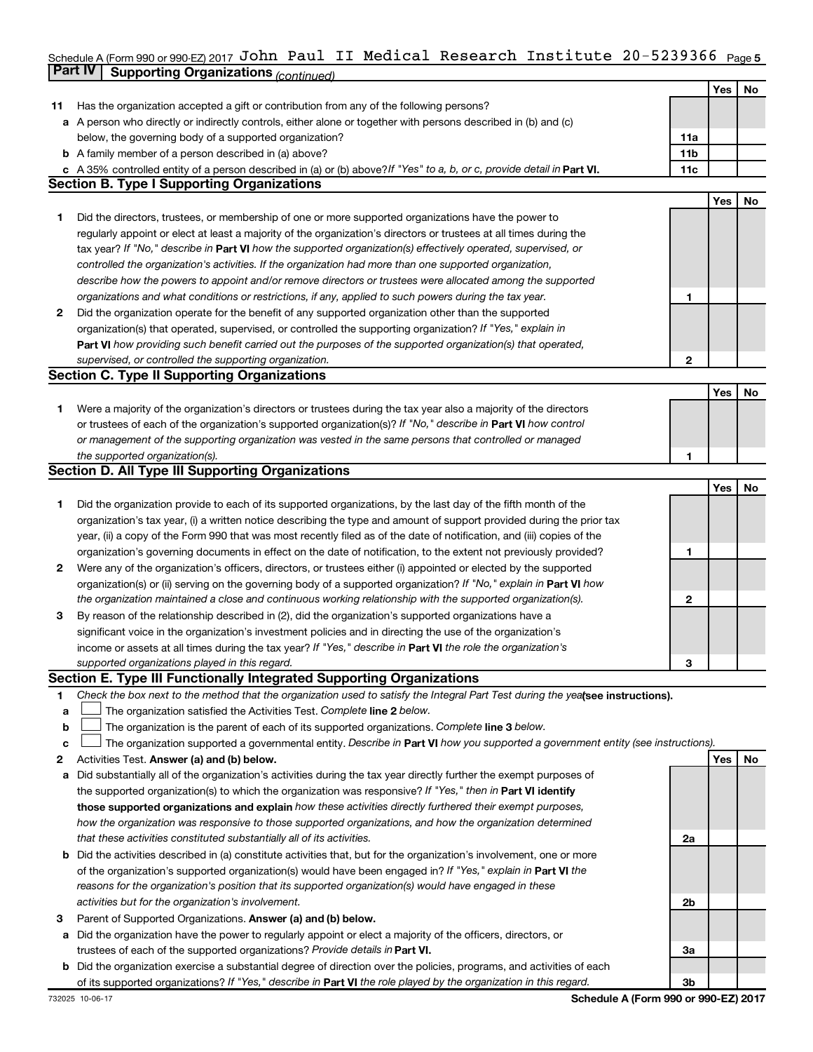Schedule A (Form 990 or 990-EZ) 2017 John Paul II Medical Research Institute 20-5239366 Page 5

## Part IV Supporting Organizations *(continued)*

| | | | Yes | No |
|---|---|---|---|---|
| 11 | Has the organization accepted a gift or contribution from any of the following persons? | | | |
| a | A person who directly or indirectly controls, either alone or together with persons described in (b) and (c) below, the governing body of a supported organization? | 11a | | |
| b | A family member of a person described in (a) above? | 11b | | |
| c | A 35% controlled entity of a person described in (a) or (b) above? *If "Yes" to a, b, or c, provide detail in* **Part VI.** | 11c | | |

### Section B. Type I Supporting Organizations

| | | | Yes | No |
|---|---|---|---|---|
| 1 | Did the directors, trustees, or membership of one or more supported organizations have the power to regularly appoint or elect at least a majority of the organization's directors or trustees at all times during the tax year? *If "No," describe in* **Part VI** *how the supported organization(s) effectively operated, supervised, or controlled the organization's activities. If the organization had more than one supported organization, describe how the powers to appoint and/or remove directors or trustees were allocated among the supported organizations and what conditions or restrictions, if any, applied to such powers during the tax year.* | 1 | | |
| 2 | Did the organization operate for the benefit of any supported organization other than the supported organization(s) that operated, supervised, or controlled the supporting organization? *If "Yes," explain in* **Part VI** *how providing such benefit carried out the purposes of the supported organization(s) that operated, supervised, or controlled the supporting organization.* | 2 | | |

### Section C. Type II Supporting Organizations

| | | | Yes | No |
|---|---|---|---|---|
| 1 | Were a majority of the organization's directors or trustees during the tax year also a majority of the directors or trustees of each of the organization's supported organization(s)? *If "No," describe in* **Part VI** *how control or management of the supporting organization was vested in the same persons that controlled or managed the supported organization(s).* | 1 | | |

### Section D. All Type III Supporting Organizations

| | | | Yes | No |
|---|---|---|---|---|
| 1 | Did the organization provide to each of its supported organizations, by the last day of the fifth month of the organization's tax year, (i) a written notice describing the type and amount of support provided during the prior tax year, (ii) a copy of the Form 990 that was most recently filed as of the date of notification, and (iii) copies of the organization's governing documents in effect on the date of notification, to the extent not previously provided? | 1 | | |
| 2 | Were any of the organization's officers, directors, or trustees either (i) appointed or elected by the supported organization(s) or (ii) serving on the governing body of a supported organization? *If "No," explain in* **Part VI** *how the organization maintained a close and continuous working relationship with the supported organization(s).* | 2 | | |
| 3 | By reason of the relationship described in (2), did the organization's supported organizations have a significant voice in the organization's investment policies and in directing the use of the organization's income or assets at all times during the tax year? *If "Yes," describe in* **Part VI** *the role the organization's supported organizations played in this regard.* | 3 | | |

### Section E. Type III Functionally Integrated Supporting Organizations

1 *Check the box next to the method that the organization used to satisfy the Integral Part Test during the year* **(see instructions).**

- a ☐ The organization satisfied the Activities Test. *Complete* **line 2** *below.*
- b ☐ The organization is the parent of each of its supported organizations. *Complete* **line 3** *below.*
- c ☐ The organization supported a governmental entity. *Describe in* **Part VI** *how you supported a government entity (see instructions).*

| | | | Yes | No |
|---|---|---|---|---|
| 2 | Activities Test. **Answer (a) and (b) below.** | | | |
| a | Did substantially all of the organization's activities during the tax year directly further the exempt purposes of the supported organization(s) to which the organization was responsive? *If "Yes," then in* **Part VI identify those supported organizations and explain** *how these activities directly furthered their exempt purposes, how the organization was responsive to those supported organizations, and how the organization determined that these activities constituted substantially all of its activities.* | 2a | | |
| b | Did the activities described in (a) constitute activities that, but for the organization's involvement, one or more of the organization's supported organization(s) would have been engaged in? *If "Yes," explain in* **Part VI** *the reasons for the organization's position that its supported organization(s) would have engaged in these activities but for the organization's involvement.* | 2b | | |
| 3 | Parent of Supported Organizations. **Answer (a) and (b) below.** | | | |
| a | Did the organization have the power to regularly appoint or elect a majority of the officers, directors, or trustees of each of the supported organizations? *Provide details in* **Part VI.** | 3a | | |
| b | Did the organization exercise a substantial degree of direction over the policies, programs, and activities of each of its supported organizations? *If "Yes," describe in* **Part VI** *the role played by the organization in this regard.* | 3b | | |

732025 10-06-17 **Schedule A (Form 990 or 990-EZ) 2017**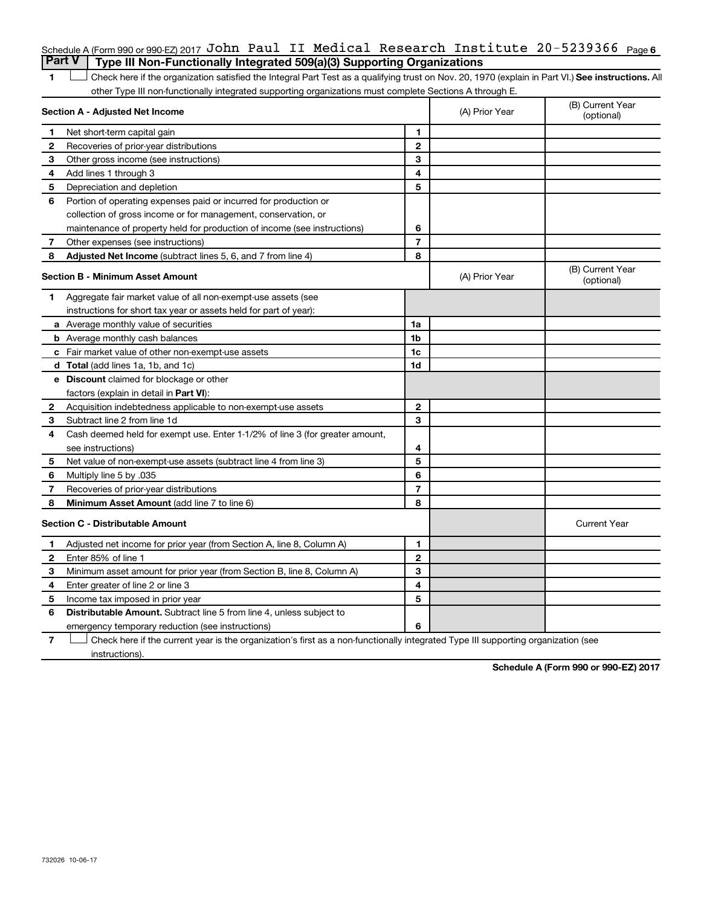Schedule A (Form 990 or 990-EZ) 2017 John Paul II Medical Research Institute 20-5239366

## Part V Type III Non-Functionally Integrated 509(a)(3) Supporting Organizations

1 ☐ Check here if the organization satisfied the Integral Part Test as a qualifying trust on Nov. 20, 1970 (explain in Part VI.) **See instructions.** All other Type III non-functionally integrated supporting organizations must complete Sections A through E.

| **Section A - Adjusted Net Income** | | | (A) Prior Year | (B) Current Year (optional) |
|---|---|---|---|---|
| 1 | Net short-term capital gain | 1 | | |
| 2 | Recoveries of prior-year distributions | 2 | | |
| 3 | Other gross income (see instructions) | 3 | | |
| 4 | Add lines 1 through 3 | 4 | | |
| 5 | Depreciation and depletion | 5 | | |
| 6 | Portion of operating expenses paid or incurred for production or collection of gross income or for management, conservation, or maintenance of property held for production of income (see instructions) | 6 | | |
| 7 | Other expenses (see instructions) | 7 | | |
| 8 | **Adjusted Net Income** (subtract lines 5, 6, and 7 from line 4) | 8 | | |

| **Section B - Minimum Asset Amount** | | | (A) Prior Year | (B) Current Year (optional) |
|---|---|---|---|---|
| 1 | Aggregate fair market value of all non-exempt-use assets (see instructions for short tax year or assets held for part of year): | | | |
| a | Average monthly value of securities | 1a | | |
| b | Average monthly cash balances | 1b | | |
| c | Fair market value of other non-exempt-use assets | 1c | | |
| d | **Total** (add lines 1a, 1b, and 1c) | 1d | | |
| e | **Discount** claimed for blockage or other factors (explain in detail in **Part VI**): | | | |
| 2 | Acquisition indebtedness applicable to non-exempt-use assets | 2 | | |
| 3 | Subtract line 2 from line 1d | 3 | | |
| 4 | Cash deemed held for exempt use. Enter 1-1/2% of line 3 (for greater amount, see instructions) | 4 | | |
| 5 | Net value of non-exempt-use assets (subtract line 4 from line 3) | 5 | | |
| 6 | Multiply line 5 by .035 | 6 | | |
| 7 | Recoveries of prior-year distributions | 7 | | |
| 8 | **Minimum Asset Amount** (add line 7 to line 6) | 8 | | |

| **Section C - Distributable Amount** | | | | Current Year |
|---|---|---|---|---|
| 1 | Adjusted net income for prior year (from Section A, line 8, Column A) | 1 | | |
| 2 | Enter 85% of line 1 | 2 | | |
| 3 | Minimum asset amount for prior year (from Section B, line 8, Column A) | 3 | | |
| 4 | Enter greater of line 2 or line 3 | 4 | | |
| 5 | Income tax imposed in prior year | 5 | | |
| 6 | **Distributable Amount.** Subtract line 5 from line 4, unless subject to emergency temporary reduction (see instructions) | 6 | | |

7 ☐ Check here if the current year is the organization's first as a non-functionally integrated Type III supporting organization (see instructions).

**Schedule A (Form 990 or 990-EZ) 2017**

732026 10-06-17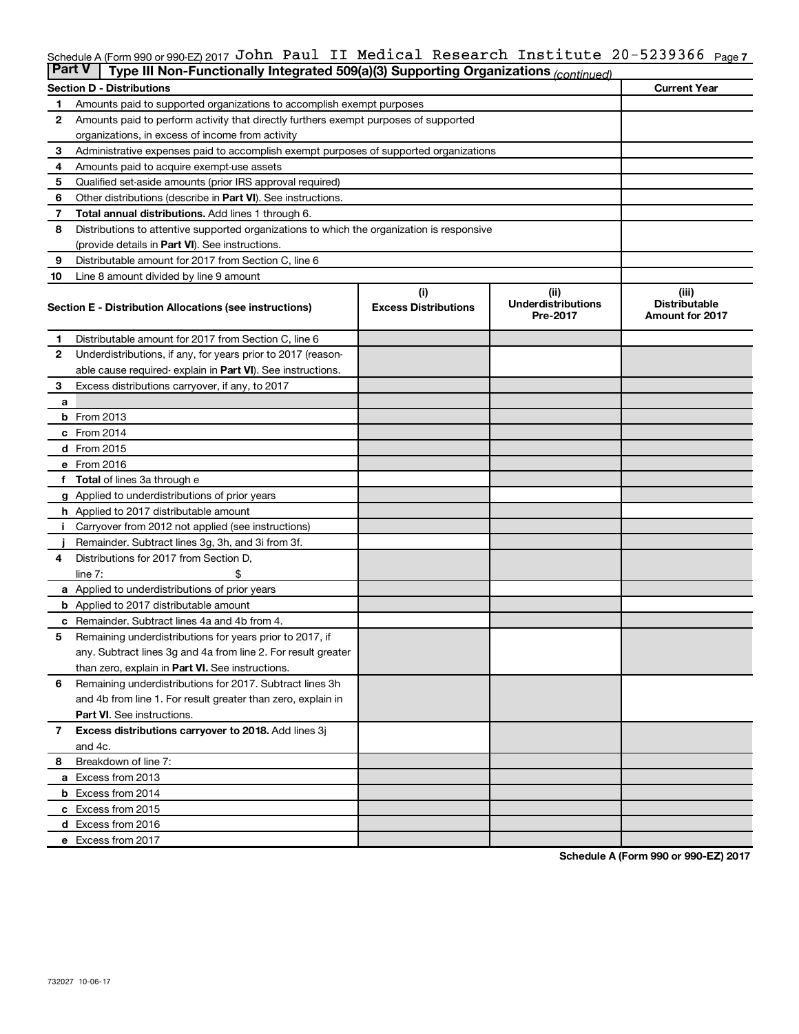Schedule A (Form 990 or 990-EZ) 2017 John Paul II Medical Research Institute 20-5239366

## Part V Type III Non-Functionally Integrated 509(a)(3) Supporting Organizations *(continued)*

| Section D - Distributions | | Current Year |
|---|---|---|
| 1 | Amounts paid to supported organizations to accomplish exempt purposes | |
| 2 | Amounts paid to perform activity that directly furthers exempt purposes of supported organizations, in excess of income from activity | |
| 3 | Administrative expenses paid to accomplish exempt purposes of supported organizations | |
| 4 | Amounts paid to acquire exempt-use assets | |
| 5 | Qualified set-aside amounts (prior IRS approval required) | |
| 6 | Other distributions (describe in **Part VI**). See instructions. | |
| 7 | **Total annual distributions.** Add lines 1 through 6. | |
| 8 | Distributions to attentive supported organizations to which the organization is responsive (provide details in **Part VI**). See instructions. | |
| 9 | Distributable amount for 2017 from Section C, line 6 | |
| 10 | Line 8 amount divided by line 9 amount | |

| Section E - Distribution Allocations (see instructions) | | (i) Excess Distributions | (ii) Underdistributions Pre-2017 | (iii) Distributable Amount for 2017 |
|---|---|---|---|---|
| 1 | Distributable amount for 2017 from Section C, line 6 | | | |
| 2 | Underdistributions, if any, for years prior to 2017 (reasonable cause required- explain in **Part VI**). See instructions. | | | |
| 3 | Excess distributions carryover, if any, to 2017 | | | |
| a | | | | |
| b | From 2013 | | | |
| c | From 2014 | | | |
| d | From 2015 | | | |
| e | From 2016 | | | |
| f | **Total** of lines 3a through e | | | |
| g | Applied to underdistributions of prior years | | | |
| h | Applied to 2017 distributable amount | | | |
| i | Carryover from 2012 not applied (see instructions) | | | |
| j | Remainder. Subtract lines 3g, 3h, and 3i from 3f. | | | |
| 4 | Distributions for 2017 from Section D, line 7: $ | | | |
| a | Applied to underdistributions of prior years | | | |
| b | Applied to 2017 distributable amount | | | |
| c | Remainder. Subtract lines 4a and 4b from 4. | | | |
| 5 | Remaining underdistributions for years prior to 2017, if any. Subtract lines 3g and 4a from line 2. For result greater than zero, explain in **Part VI.** See instructions. | | | |
| 6 | Remaining underdistributions for 2017. Subtract lines 3h and 4b from line 1. For result greater than zero, explain in **Part VI**. See instructions. | | | |
| 7 | **Excess distributions carryover to 2018.** Add lines 3j and 4c. | | | |
| 8 | Breakdown of line 7: | | | |
| a | Excess from 2013 | | | |
| b | Excess from 2014 | | | |
| c | Excess from 2015 | | | |
| d | Excess from 2016 | | | |
| e | Excess from 2017 | | | |

Schedule A (Form 990 or 990-EZ) 2017

732027 10-06-17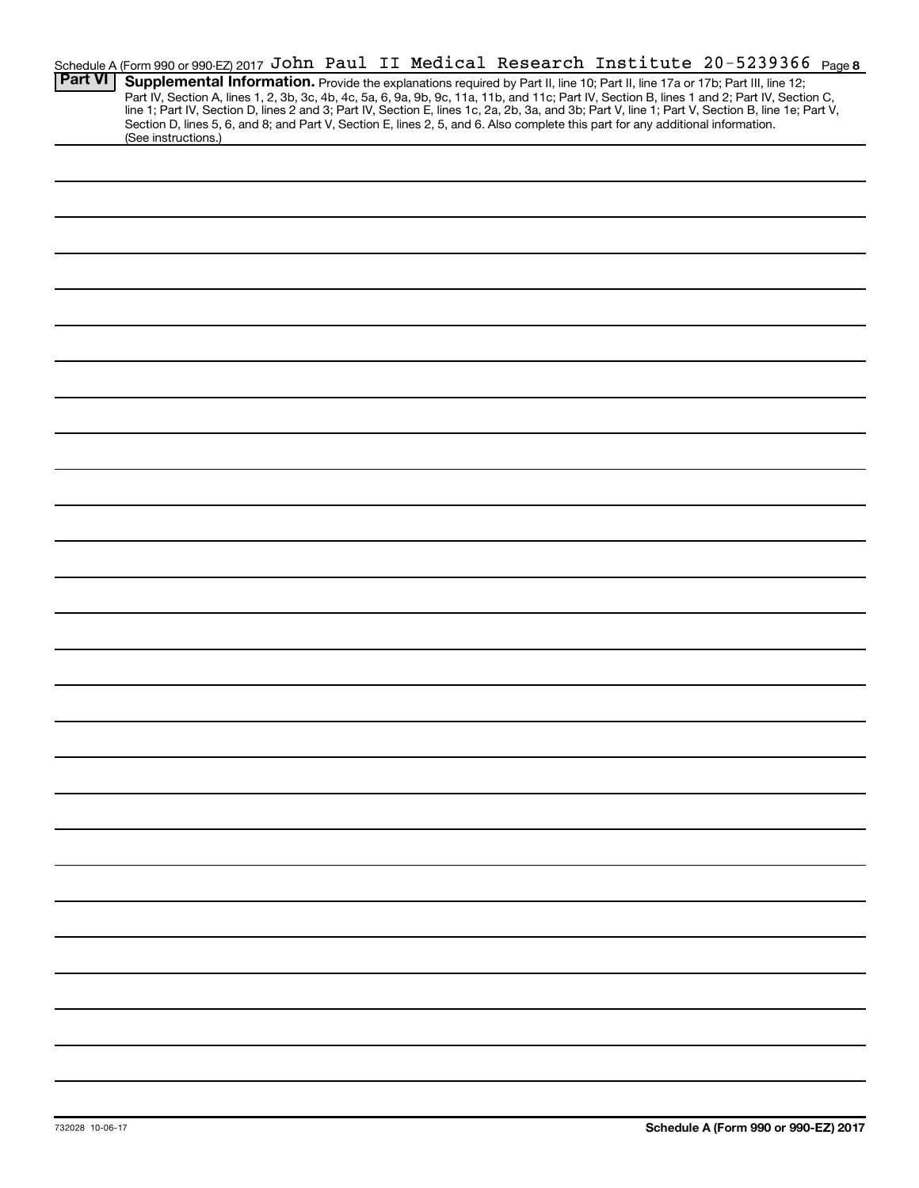Schedule A (Form 990 or 990-EZ) 2017 John Paul II Medical Research Institute 20-5239366 Page **8**

**Part VI** **Supplemental Information.** Provide the explanations required by Part II, line 10; Part II, line 17a or 17b; Part III, line 12; Part IV, Section A, lines 1, 2, 3b, 3c, 4b, 4c, 5a, 6, 9a, 9b, 9c, 11a, 11b, and 11c; Part IV, Section B, lines 1 and 2; Part IV, Section C, line 1; Part IV, Section D, lines 2 and 3; Part IV, Section E, lines 1c, 2a, 2b, 3a, and 3b; Part V, line 1; Part V, Section B, line 1e; Part V, Section D, lines 5, 6, and 8; and Part V, Section E, lines 2, 5, and 6. Also complete this part for any additional information. (See instructions.)

732028 10-06-17 **Schedule A (Form 990 or 990-EZ) 2017**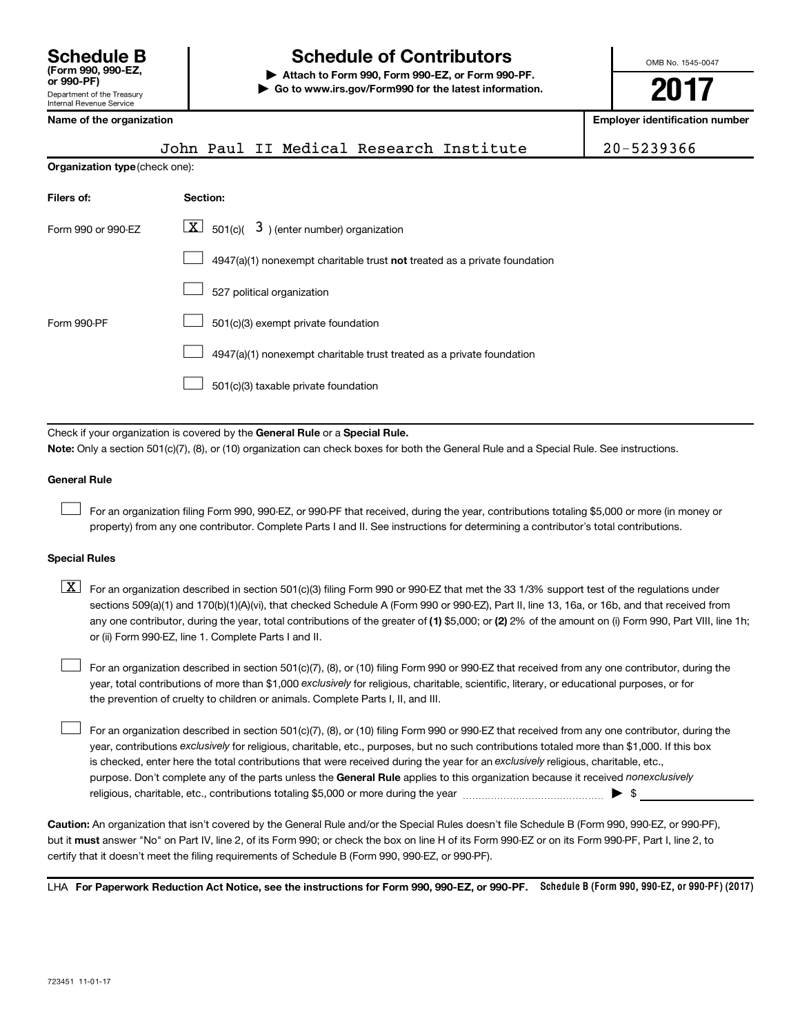# Schedule B
**(Form 990, 990-EZ, or 990-PF)**
Department of the Treasury
Internal Revenue Service

# Schedule of Contributors

▶ **Attach to Form 990, Form 990-EZ, or Form 990-PF.**
▶ **Go to www.irs.gov/Form990 for the latest information.**

OMB No. 1545-0047

**2017**

| Name of the organization | Employer identification number |
|---|---|
| John Paul II Medical Research Institute | 20-5239366 |

**Organization type** (check one):

| Filers of: | Section: |
|---|---|
| Form 990 or 990-EZ | [X] 501(c)( 3 ) (enter number) organization |
| | [ ] 4947(a)(1) nonexempt charitable trust **not** treated as a private foundation |
| | [ ] 527 political organization |
| Form 990-PF | [ ] 501(c)(3) exempt private foundation |
| | [ ] 4947(a)(1) nonexempt charitable trust treated as a private foundation |
| | [ ] 501(c)(3) taxable private foundation |

Check if your organization is covered by the **General Rule** or a **Special Rule.**

**Note:** Only a section 501(c)(7), (8), or (10) organization can check boxes for both the General Rule and a Special Rule. See instructions.

### General Rule

[ ] For an organization filing Form 990, 990-EZ, or 990-PF that received, during the year, contributions totaling $5,000 or more (in money or property) from any one contributor. Complete Parts I and II. See instructions for determining a contributor's total contributions.

### Special Rules

[X] For an organization described in section 501(c)(3) filing Form 990 or 990-EZ that met the 33 1/3% support test of the regulations under sections 509(a)(1) and 170(b)(1)(A)(vi), that checked Schedule A (Form 990 or 990-EZ), Part II, line 13, 16a, or 16b, and that received from any one contributor, during the year, total contributions of the greater of **(1)** $5,000; or **(2)** 2% of the amount on (i) Form 990, Part VIII, line 1h; or (ii) Form 990-EZ, line 1. Complete Parts I and II.

[ ] For an organization described in section 501(c)(7), (8), or (10) filing Form 990 or 990-EZ that received from any one contributor, during the year, total contributions of more than $1,000 *exclusively* for religious, charitable, scientific, literary, or educational purposes, or for the prevention of cruelty to children or animals. Complete Parts I, II, and III.

[ ] For an organization described in section 501(c)(7), (8), or (10) filing Form 990 or 990-EZ that received from any one contributor, during the year, contributions *exclusively* for religious, charitable, etc., purposes, but no such contributions totaled more than $1,000. If this box is checked, enter here the total contributions that were received during the year for an *exclusively* religious, charitable, etc., purpose. Don't complete any of the parts unless the **General Rule** applies to this organization because it received *nonexclusively* religious, charitable, etc., contributions totaling $5,000 or more during the year ▶ $ ____________

**Caution:** An organization that isn't covered by the General Rule and/or the Special Rules doesn't file Schedule B (Form 990, 990-EZ, or 990-PF), but it **must** answer "No" on Part IV, line 2, of its Form 990; or check the box on line H of its Form 990-EZ or on its Form 990-PF, Part I, line 2, to certify that it doesn't meet the filing requirements of Schedule B (Form 990, 990-EZ, or 990-PF).

LHA **For Paperwork Reduction Act Notice, see the instructions for Form 990, 990-EZ, or 990-PF.** **Schedule B (Form 990, 990-EZ, or 990-PF) (2017)**

723451 11-01-17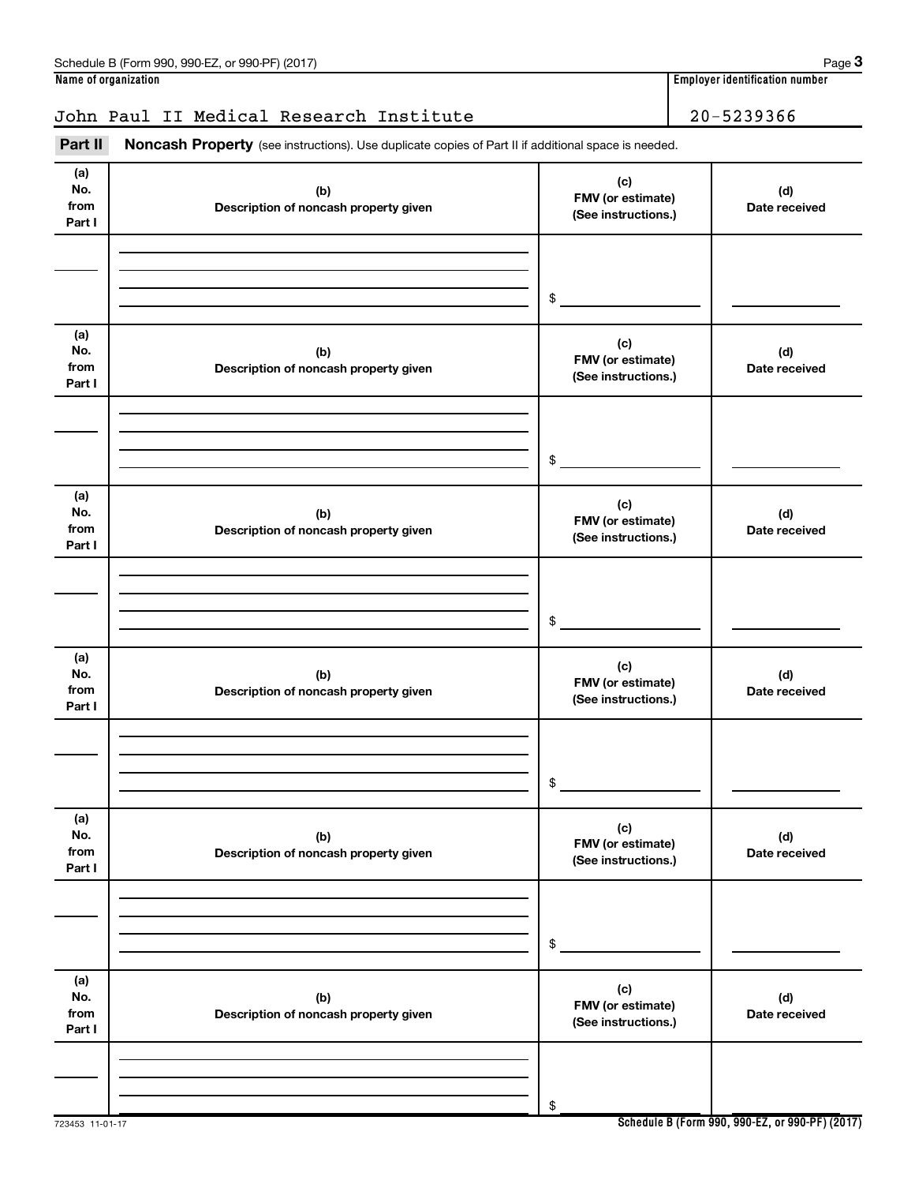Schedule B (Form 990, 990-EZ, or 990-PF) (2017)

**Name of organization**

John Paul II Medical Research Institute

**Employer identification number**

20-5239366

**Part II** **Noncash Property** (see instructions). Use duplicate copies of Part II if additional space is needed.

| (a) No. from Part I | (b) Description of noncash property given | (c) FMV (or estimate) (See instructions.) | (d) Date received |
| --- | --- | --- | --- |
| | | $ | |

| (a) No. from Part I | (b) Description of noncash property given | (c) FMV (or estimate) (See instructions.) | (d) Date received |
| --- | --- | --- | --- |
| | | $ | |

| (a) No. from Part I | (b) Description of noncash property given | (c) FMV (or estimate) (See instructions.) | (d) Date received |
| --- | --- | --- | --- |
| | | $ | |

| (a) No. from Part I | (b) Description of noncash property given | (c) FMV (or estimate) (See instructions.) | (d) Date received |
| --- | --- | --- | --- |
| | | $ | |

| (a) No. from Part I | (b) Description of noncash property given | (c) FMV (or estimate) (See instructions.) | (d) Date received |
| --- | --- | --- | --- |
| | | $ | |

| (a) No. from Part I | (b) Description of noncash property given | (c) FMV (or estimate) (See instructions.) | (d) Date received |
| --- | --- | --- | --- |
| | | $ | |

723453 11-01-17

Schedule B (Form 990, 990-EZ, or 990-PF) (2017)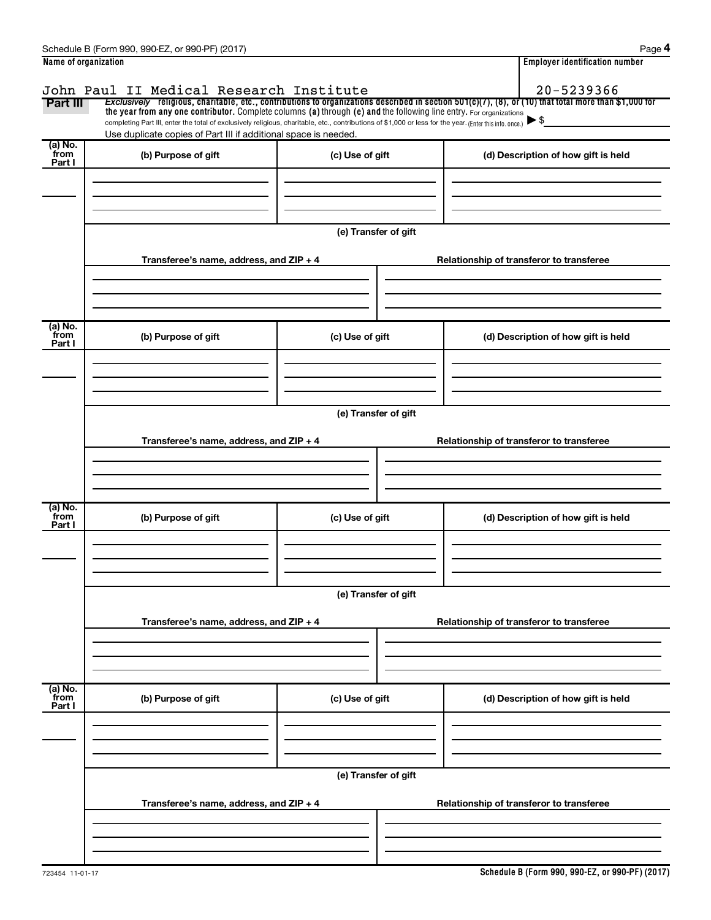Schedule B (Form 990, 990-EZ, or 990-PF) (2017)

| Name of organization | Employer identification number |
| --- | --- |
| John Paul II Medical Research Institute | 20-5239366 |

**Part III** *Exclusively* religious, charitable, etc., contributions to organizations described in section 501(c)(7), (8), or (10) that total more than $1,000 for the year from any one contributor. Complete columns (a) through (e) and the following line entry. For organizations completing Part III, enter the total of exclusively religious, charitable, etc., contributions of $1,000 or less for the year. (Enter this info. once.) ▶ $

Use duplicate copies of Part III if additional space is needed.

| (a) No. from Part I | (b) Purpose of gift | (c) Use of gift | (d) Description of how gift is held |
| --- | --- | --- | --- |
| | | | |

(e) Transfer of gift

| Transferee's name, address, and ZIP + 4 | Relationship of transferor to transferee |
| --- | --- |
| | |

| (a) No. from Part I | (b) Purpose of gift | (c) Use of gift | (d) Description of how gift is held |
| --- | --- | --- | --- |
| | | | |

(e) Transfer of gift

| Transferee's name, address, and ZIP + 4 | Relationship of transferor to transferee |
| --- | --- |
| | |

| (a) No. from Part I | (b) Purpose of gift | (c) Use of gift | (d) Description of how gift is held |
| --- | --- | --- | --- |
| | | | |

(e) Transfer of gift

| Transferee's name, address, and ZIP + 4 | Relationship of transferor to transferee |
| --- | --- |
| | |

| (a) No. from Part I | (b) Purpose of gift | (c) Use of gift | (d) Description of how gift is held |
| --- | --- | --- | --- |
| | | | |

(e) Transfer of gift

| Transferee's name, address, and ZIP + 4 | Relationship of transferor to transferee |
| --- | --- |
| | |

723454 11-01-17

**Schedule B (Form 990, 990-EZ, or 990-PF) (2017)**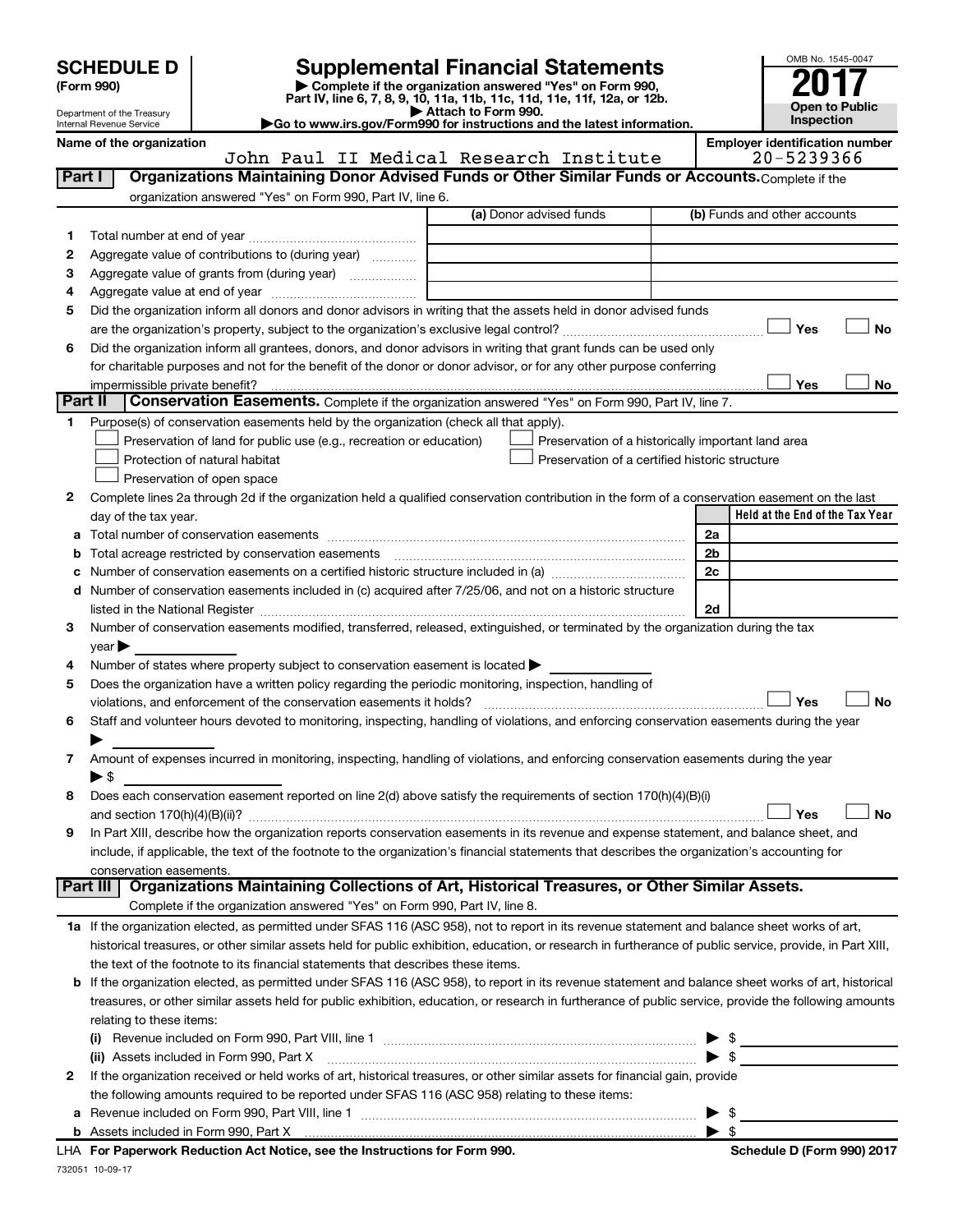# SCHEDULE D (Form 990)

Department of the Treasury
Internal Revenue Service

## Supplemental Financial Statements

▶ Complete if the organization answered "Yes" on Form 990, Part IV, line 6, 7, 8, 9, 10, 11a, 11b, 11c, 11d, 11e, 11f, 12a, or 12b.
▶ Attach to Form 990.
▶Go to www.irs.gov/Form990 for instructions and the latest information.

OMB No. 1545-0047

**2017**

**Open to Public Inspection**

**Name of the organization:** John Paul II Medical Research Institute

**Employer identification number:** 20-5239366

### Part I Organizations Maintaining Donor Advised Funds or Other Similar Funds or Accounts. Complete if the organization answered "Yes" on Form 990, Part IV, line 6.

| | | (a) Donor advised funds | (b) Funds and other accounts |
|---|---|---|---|
| 1 | Total number at end of year | | |
| 2 | Aggregate value of contributions to (during year) | | |
| 3 | Aggregate value of grants from (during year) | | |
| 4 | Aggregate value at end of year | | |

5 Did the organization inform all donors and donor advisors in writing that the assets held in donor advised funds are the organization's property, subject to the organization's exclusive legal control? ☐ Yes ☐ No

6 Did the organization inform all grantees, donors, and donor advisors in writing that grant funds can be used only for charitable purposes and not for the benefit of the donor or donor advisor, or for any other purpose conferring impermissible private benefit? ☐ Yes ☐ No

### Part II Conservation Easements. Complete if the organization answered "Yes" on Form 990, Part IV, line 7.

1 Purpose(s) of conservation easements held by the organization (check all that apply).

- ☐ Preservation of land for public use (e.g., recreation or education)
- ☐ Protection of natural habitat
- ☐ Preservation of open space
- ☐ Preservation of a historically important land area
- ☐ Preservation of a certified historic structure

2 Complete lines 2a through 2d if the organization held a qualified conservation contribution in the form of a conservation easement on the last day of the tax year.

| | | | Held at the End of the Tax Year |
|---|---|---|---|
| a | Total number of conservation easements | 2a | |
| b | Total acreage restricted by conservation easements | 2b | |
| c | Number of conservation easements on a certified historic structure included in (a) | 2c | |
| d | Number of conservation easements included in (c) acquired after 7/25/06, and not on a historic structure listed in the National Register | 2d | |

3 Number of conservation easements modified, transferred, released, extinguished, or terminated by the organization during the tax year ▶

4 Number of states where property subject to conservation easement is located ▶

5 Does the organization have a written policy regarding the periodic monitoring, inspection, handling of violations, and enforcement of the conservation easements it holds? ☐ Yes ☐ No

6 Staff and volunteer hours devoted to monitoring, inspecting, handling of violations, and enforcing conservation easements during the year ▶

7 Amount of expenses incurred in monitoring, inspecting, handling of violations, and enforcing conservation easements during the year ▶ $

8 Does each conservation easement reported on line 2(d) above satisfy the requirements of section 170(h)(4)(B)(i) and section 170(h)(4)(B)(ii)? ☐ Yes ☐ No

9 In Part XIII, describe how the organization reports conservation easements in its revenue and expense statement, and balance sheet, and include, if applicable, the text of the footnote to the organization's financial statements that describes the organization's accounting for conservation easements.

### Part III Organizations Maintaining Collections of Art, Historical Treasures, or Other Similar Assets. Complete if the organization answered "Yes" on Form 990, Part IV, line 8.

1a If the organization elected, as permitted under SFAS 116 (ASC 958), not to report in its revenue statement and balance sheet works of art, historical treasures, or other similar assets held for public exhibition, education, or research in furtherance of public service, provide, in Part XIII, the text of the footnote to its financial statements that describes these items.

b If the organization elected, as permitted under SFAS 116 (ASC 958), to report in its revenue statement and balance sheet works of art, historical treasures, or other similar assets held for public exhibition, education, or research in furtherance of public service, provide the following amounts relating to these items:

(i) Revenue included on Form 990, Part VIII, line 1 ▶ $

(ii) Assets included in Form 990, Part X ▶ $

2 If the organization received or held works of art, historical treasures, or other similar assets for financial gain, provide the following amounts required to be reported under SFAS 116 (ASC 958) relating to these items:

a Revenue included on Form 990, Part VIII, line 1 ▶ $

b Assets included in Form 990, Part X ▶ $

LHA For Paperwork Reduction Act Notice, see the Instructions for Form 990. Schedule D (Form 990) 2017

732051 10-09-17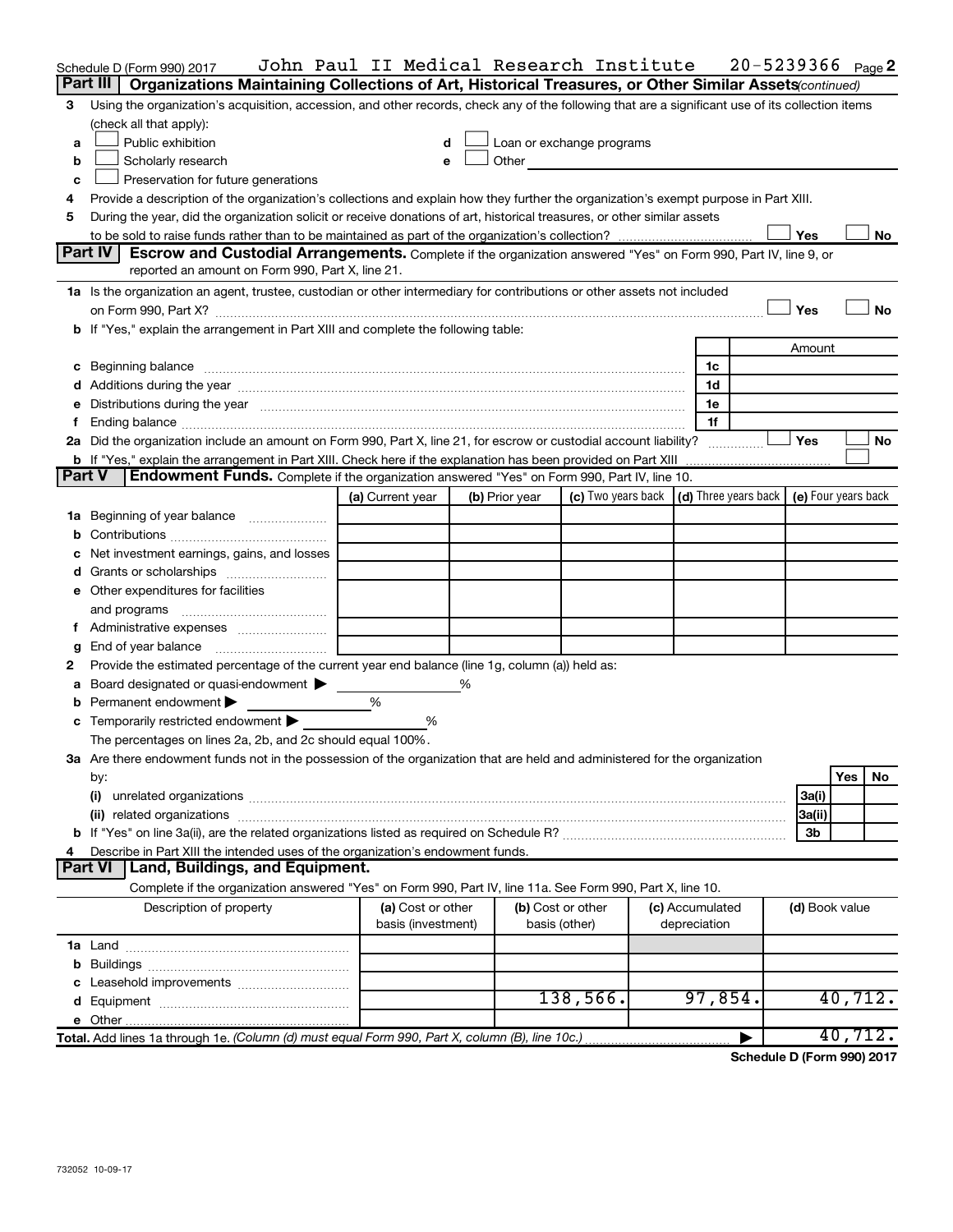Schedule D (Form 990) 2017 John Paul II Medical Research Institute 20-5239366 Page 2

## Part III Organizations Maintaining Collections of Art, Historical Treasures, or Other Similar Assets *(continued)*

**3** Using the organization's acquisition, accession, and other records, check any of the following that are a significant use of its collection items (check all that apply):

- **a** ☐ Public exhibition
- **b** ☐ Scholarly research
- **c** ☐ Preservation for future generations
- **d** ☐ Loan or exchange programs
- **e** ☐ Other

**4** Provide a description of the organization's collections and explain how they further the organization's exempt purpose in Part XIII.

**5** During the year, did the organization solicit or receive donations of art, historical treasures, or other similar assets to be sold to raise funds rather than to be maintained as part of the organization's collection? ☐ Yes ☐ No

## Part IV Escrow and Custodial Arrangements.

Complete if the organization answered "Yes" on Form 990, Part IV, line 9, or reported an amount on Form 990, Part X, line 21.

**1a** Is the organization an agent, trustee, custodian or other intermediary for contributions or other assets not included on Form 990, Part X? ☐ Yes ☐ No

**b** If "Yes," explain the arrangement in Part XIII and complete the following table:

| | | Amount |
|---|---|---|
| **c** Beginning balance | 1c | |
| **d** Additions during the year | 1d | |
| **e** Distributions during the year | 1e | |
| **f** Ending balance | 1f | |

**2a** Did the organization include an amount on Form 990, Part X, line 21, for escrow or custodial account liability? ☐ Yes ☐ No

**b** If "Yes," explain the arrangement in Part XIII. Check here if the explanation has been provided on Part XIII ☐

## Part V Endowment Funds.

Complete if the organization answered "Yes" on Form 990, Part IV, line 10.

| | (a) Current year | (b) Prior year | (c) Two years back | (d) Three years back | (e) Four years back |
|---|---|---|---|---|---|
| **1a** Beginning of year balance | | | | | |
| **b** Contributions | | | | | |
| **c** Net investment earnings, gains, and losses | | | | | |
| **d** Grants or scholarships | | | | | |
| **e** Other expenditures for facilities and programs | | | | | |
| **f** Administrative expenses | | | | | |
| **g** End of year balance | | | | | |

**2** Provide the estimated percentage of the current year end balance (line 1g, column (a)) held as:

- **a** Board designated or quasi-endowment ▶ _______ %
- **b** Permanent endowment ▶ _______ %
- **c** Temporarily restricted endowment ▶ _______ %

The percentages on lines 2a, 2b, and 2c should equal 100%.

**3a** Are there endowment funds not in the possession of the organization that are held and administered for the organization by:

| | | Yes | No |
|---|---|---|---|
| **(i)** unrelated organizations | 3a(i) | | |
| **(ii)** related organizations | 3a(ii) | | |
| **b** If "Yes" on line 3a(ii), are the related organizations listed as required on Schedule R? | 3b | | |

**4** Describe in Part XIII the intended uses of the organization's endowment funds.

## Part VI Land, Buildings, and Equipment.

Complete if the organization answered "Yes" on Form 990, Part IV, line 11a. See Form 990, Part X, line 10.

| Description of property | (a) Cost or other basis (investment) | (b) Cost or other basis (other) | (c) Accumulated depreciation | (d) Book value |
|---|---|---|---|---|
| **1a** Land | | | | |
| **b** Buildings | | | | |
| **c** Leasehold improvements | | | | |
| **d** Equipment | | 138,566. | 97,854. | 40,712. |
| **e** Other | | | | |
| **Total.** Add lines 1a through 1e. *(Column (d) must equal Form 990, Part X, column (B), line 10c.)* | | | ▶ | 40,712. |

**Schedule D (Form 990) 2017**

732052 10-09-17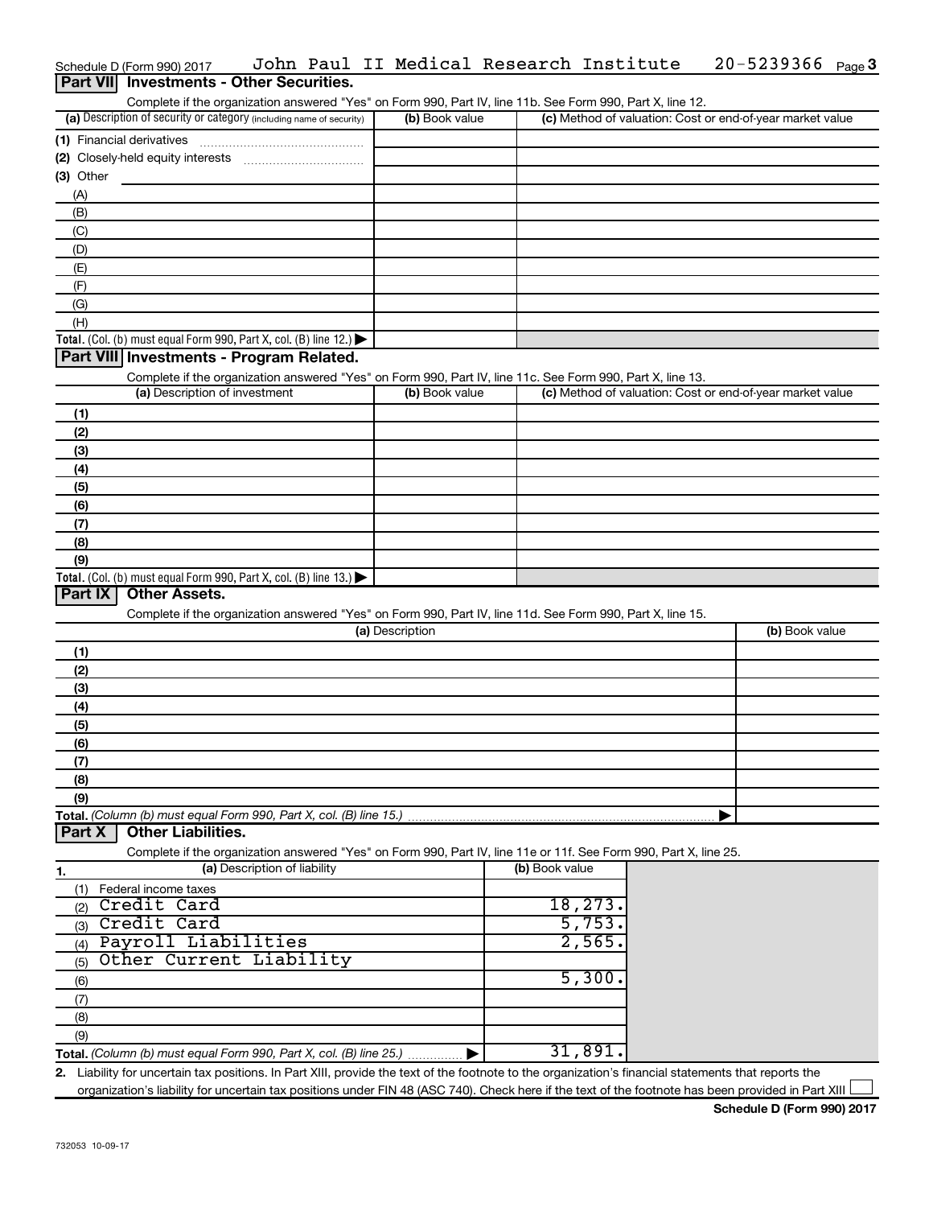Schedule D (Form 990) 2017 John Paul II Medical Research Institute 20-5239366 Page 3

## Part VII Investments - Other Securities.

Complete if the organization answered "Yes" on Form 990, Part IV, line 11b. See Form 990, Part X, line 12.

| (a) Description of security or category (including name of security) | (b) Book value | (c) Method of valuation: Cost or end-of-year market value |
|---|---|---|
| (1) Financial derivatives | | |
| (2) Closely-held equity interests | | |
| (3) Other | | |
| (A) | | |
| (B) | | |
| (C) | | |
| (D) | | |
| (E) | | |
| (F) | | |
| (G) | | |
| (H) | | |
| **Total.** (Col. (b) must equal Form 990, Part X, col. (B) line 12.) ▶ | | |

## Part VIII Investments - Program Related.

Complete if the organization answered "Yes" on Form 990, Part IV, line 11c. See Form 990, Part X, line 13.

| (a) Description of investment | (b) Book value | (c) Method of valuation: Cost or end-of-year market value |
|---|---|---|
| (1) | | |
| (2) | | |
| (3) | | |
| (4) | | |
| (5) | | |
| (6) | | |
| (7) | | |
| (8) | | |
| (9) | | |
| **Total.** (Col. (b) must equal Form 990, Part X, col. (B) line 13.) ▶ | | |

## Part IX Other Assets.

Complete if the organization answered "Yes" on Form 990, Part IV, line 11d. See Form 990, Part X, line 15.

| (a) Description | (b) Book value |
|---|---|
| (1) | |
| (2) | |
| (3) | |
| (4) | |
| (5) | |
| (6) | |
| (7) | |
| (8) | |
| (9) | |
| **Total.** *(Column (b) must equal Form 990, Part X, col. (B) line 15.)* ▶ | |

## Part X Other Liabilities.

Complete if the organization answered "Yes" on Form 990, Part IV, line 11e or 11f. See Form 990, Part X, line 25.

| 1. (a) Description of liability | (b) Book value |
|---|---|
| (1) Federal income taxes | |
| (2) Credit Card | 18,273. |
| (3) Credit Card | 5,753. |
| (4) Payroll Liabilities | 2,565. |
| (5) Other Current Liability | |
| (6) | 5,300. |
| (7) | |
| (8) | |
| (9) | |
| **Total.** *(Column (b) must equal Form 990, Part X, col. (B) line 25.)* ▶ | 31,891. |

2. Liability for uncertain tax positions. In Part XIII, provide the text of the footnote to the organization's financial statements that reports the organization's liability for uncertain tax positions under FIN 48 (ASC 740). Check here if the text of the footnote has been provided in Part XIII ☐

**Schedule D (Form 990) 2017**

732053 10-09-17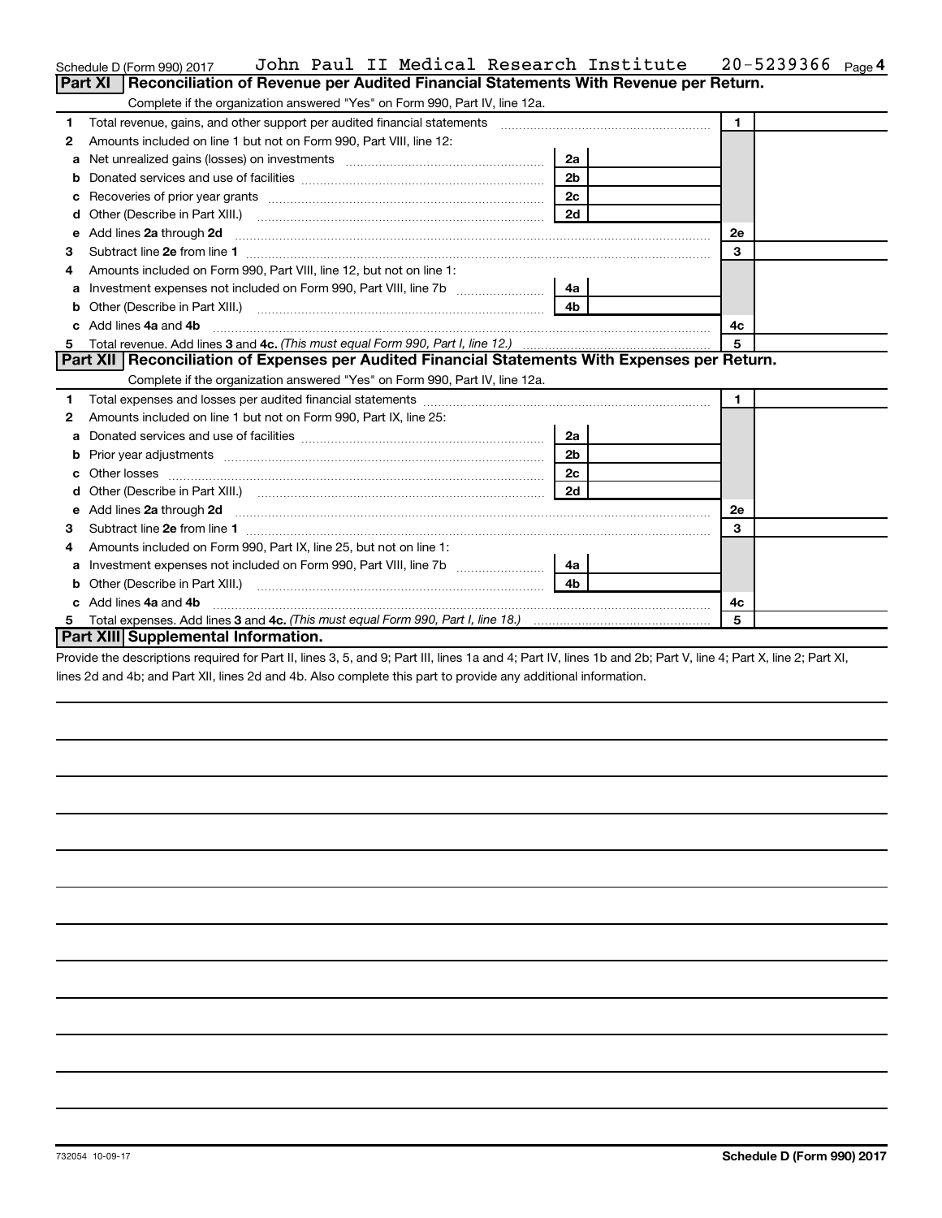Schedule D (Form 990) 2017 John Paul II Medical Research Institute 20-5239366

## Part XI Reconciliation of Revenue per Audited Financial Statements With Revenue per Return.

Complete if the organization answered "Yes" on Form 990, Part IV, line 12a.

| | | | | | |
|---|---|---|---|---|---|
| 1 | Total revenue, gains, and other support per audited financial statements | | | 1 | |
| 2 | Amounts included on line 1 but not on Form 990, Part VIII, line 12: | | | | |
| a | Net unrealized gains (losses) on investments | 2a | | | |
| b | Donated services and use of facilities | 2b | | | |
| c | Recoveries of prior year grants | 2c | | | |
| d | Other (Describe in Part XIII.) | 2d | | | |
| e | Add lines **2a** through **2d** | | | 2e | |
| 3 | Subtract line **2e** from line **1** | | | 3 | |
| 4 | Amounts included on Form 990, Part VIII, line 12, but not on line 1: | | | | |
| a | Investment expenses not included on Form 990, Part VIII, line 7b | 4a | | | |
| b | Other (Describe in Part XIII.) | 4b | | | |
| c | Add lines **4a** and **4b** | | | 4c | |
| 5 | Total revenue. Add lines **3** and **4c.** *(This must equal Form 990, Part I, line 12.)* | | | 5 | |

## Part XII Reconciliation of Expenses per Audited Financial Statements With Expenses per Return.

Complete if the organization answered "Yes" on Form 990, Part IV, line 12a.

| | | | | | |
|---|---|---|---|---|---|
| 1 | Total expenses and losses per audited financial statements | | | 1 | |
| 2 | Amounts included on line 1 but not on Form 990, Part IX, line 25: | | | | |
| a | Donated services and use of facilities | 2a | | | |
| b | Prior year adjustments | 2b | | | |
| c | Other losses | 2c | | | |
| d | Other (Describe in Part XIII.) | 2d | | | |
| e | Add lines **2a** through **2d** | | | 2e | |
| 3 | Subtract line **2e** from line **1** | | | 3 | |
| 4 | Amounts included on Form 990, Part IX, line 25, but not on line 1: | | | | |
| a | Investment expenses not included on Form 990, Part VIII, line 7b | 4a | | | |
| b | Other (Describe in Part XIII.) | 4b | | | |
| c | Add lines **4a** and **4b** | | | 4c | |
| 5 | Total expenses. Add lines **3** and **4c.** *(This must equal Form 990, Part I, line 18.)* | | | 5 | |

## Part XIII Supplemental Information.

Provide the descriptions required for Part II, lines 3, 5, and 9; Part III, lines 1a and 4; Part IV, lines 1b and 2b; Part V, line 4; Part X, line 2; Part XI, lines 2d and 4b; and Part XII, lines 2d and 4b. Also complete this part to provide any additional information.

732054 10-09-17 **Schedule D (Form 990) 2017**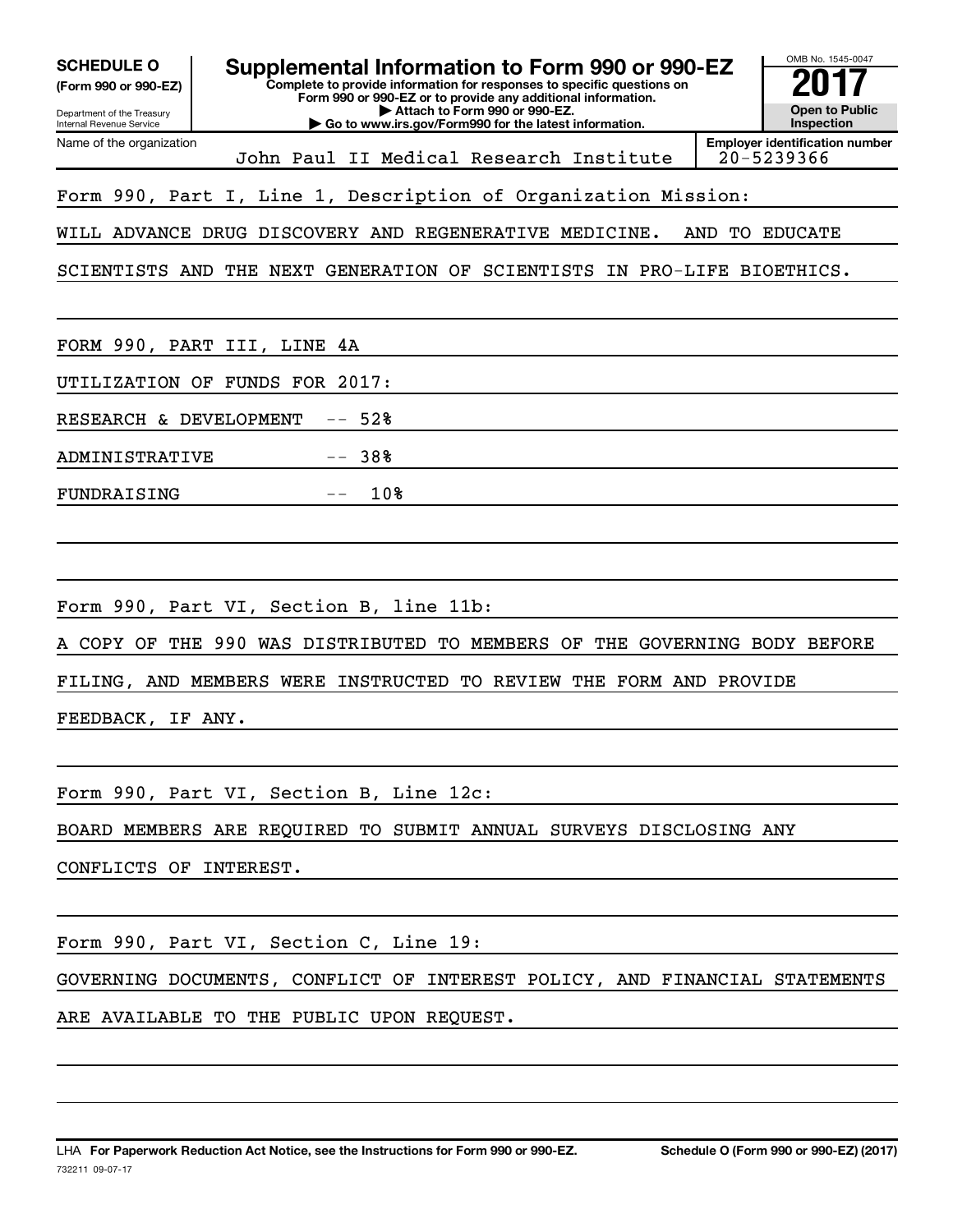**SCHEDULE O**
**(Form 990 or 990-EZ)**

Department of the Treasury
Internal Revenue Service

# Supplemental Information to Form 990 or 990-EZ

**Complete to provide information for responses to specific questions on Form 990 or 990-EZ or to provide any additional information.**
**▶ Attach to Form 990 or 990-EZ.**
**▶ Go to www.irs.gov/Form990 for the latest information.**

OMB No. 1545-0047
**2017**
**Open to Public Inspection**

| Name of the organization | Employer identification number |
|---|---|
| John Paul II Medical Research Institute | 20-5239366 |

Form 990, Part I, Line 1, Description of Organization Mission:

WILL ADVANCE DRUG DISCOVERY AND REGENERATIVE MEDICINE. AND TO EDUCATE SCIENTISTS AND THE NEXT GENERATION OF SCIENTISTS IN PRO-LIFE BIOETHICS.

FORM 990, PART III, LINE 4A

UTILIZATION OF FUNDS FOR 2017:

RESEARCH & DEVELOPMENT -- 52%

ADMINISTRATIVE -- 38%

FUNDRAISING -- 10%

Form 990, Part VI, Section B, line 11b:

A COPY OF THE 990 WAS DISTRIBUTED TO MEMBERS OF THE GOVERNING BODY BEFORE FILING, AND MEMBERS WERE INSTRUCTED TO REVIEW THE FORM AND PROVIDE FEEDBACK, IF ANY.

Form 990, Part VI, Section B, Line 12c:

BOARD MEMBERS ARE REQUIRED TO SUBMIT ANNUAL SURVEYS DISCLOSING ANY CONFLICTS OF INTEREST.

Form 990, Part VI, Section C, Line 19:

GOVERNING DOCUMENTS, CONFLICT OF INTEREST POLICY, AND FINANCIAL STATEMENTS ARE AVAILABLE TO THE PUBLIC UPON REQUEST.

LHA **For Paperwork Reduction Act Notice, see the Instructions for Form 990 or 990-EZ.** **Schedule O (Form 990 or 990-EZ) (2017)**

732211 09-07-17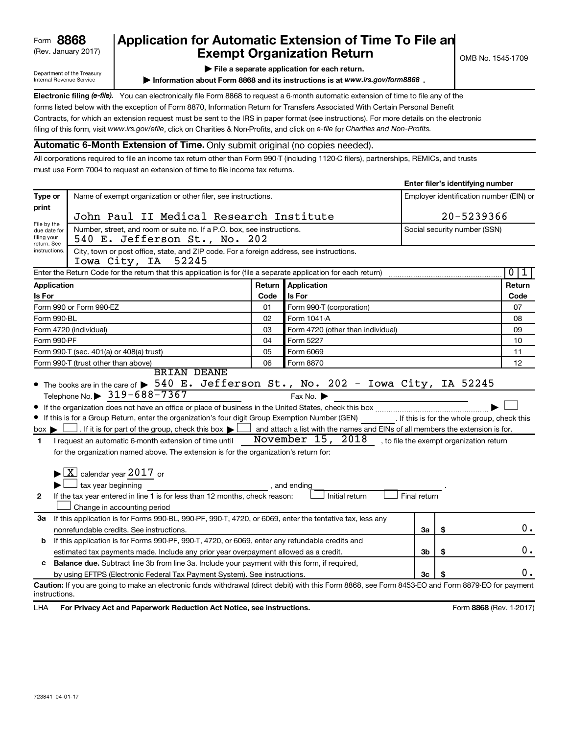Form **8868** (Rev. January 2017)

Department of the Treasury
Internal Revenue Service

# Application for Automatic Extension of Time To File an Exempt Organization Return

OMB No. 1545-1709

▶ **File a separate application for each return.**

▶ **Information about Form 8868 and its instructions is at** ***www.irs.gov/form8868*** **.**

**Electronic filing *(e-file).*** You can electronically file Form 8868 to request a 6-month automatic extension of time to file any of the forms listed below with the exception of Form 8870, Information Return for Transfers Associated With Certain Personal Benefit Contracts, for which an extension request must be sent to the IRS in paper format (see instructions). For more details on the electronic filing of this form, visit *www.irs.gov/efile*, click on Charities & Non-Profits, and click on *e-file* for *Charities and Non-Profits.*

## Automatic 6-Month Extension of Time. Only submit original (no copies needed).

All corporations required to file an income tax return other than Form 990-T (including 1120-C filers), partnerships, REMICs, and trusts must use Form 7004 to request an extension of time to file income tax returns.

**Enter filer's identifying number**

**Type or print**

File by the due date for filing your return. See instructions.

Name of exempt organization or other filer, see instructions.
John Paul II Medical Research Institute

Employer identification number (EIN) or
20-5239366

Number, street, and room or suite no. If a P.O. box, see instructions.
540 E. Jefferson St., No. 202

Social security number (SSN)

City, town or post office, state, and ZIP code. For a foreign address, see instructions.
Iowa City, IA 52245

Enter the Return Code for the return that this application is for (file a separate application for each return) ..... 0 1

| Application Is For | Return Code | Application Is For | Return Code |
|---|---|---|---|
| Form 990 or Form 990-EZ | 01 | Form 990-T (corporation) | 07 |
| Form 990-BL | 02 | Form 1041-A | 08 |
| Form 4720 (individual) | 03 | Form 4720 (other than individual) | 09 |
| Form 990-PF | 04 | Form 5227 | 10 |
| Form 990-T (sec. 401(a) or 408(a) trust) | 05 | Form 6069 | 11 |
| Form 990-T (trust other than above) | 06 | Form 8870 | 12 |

- The books are in the care of ▶ BRIAN DEANE 540 E. Jefferson St., No. 202 - Iowa City, IA 52245
  Telephone No. ▶ 319-688-7367  Fax No. ▶
- If the organization does not have an office or place of business in the United States, check this box ..... ▶ ☐
- If this is for a Group Return, enter the organization's four digit Group Exemption Number (GEN) ______ . If this is for the whole group, check this box ▶ ☐ . If it is for part of the group, check this box ▶ ☐ and attach a list with the names and EINs of all members the extension is for.

**1** I request an automatic 6-month extension of time until November 15, 2018 , to file the exempt organization return for the organization named above. The extension is for the organization's return for:

▶ ☒ calendar year 2017 or
▶ ☐ tax year beginning ______ , and ending ______ .

**2** If the tax year entered in line 1 is for less than 12 months, check reason: ☐ Initial return ☐ Final return ☐ Change in accounting period

| | | | | |
|---|---|---|---|---|
| **3a** | If this application is for Forms 990-BL, 990-PF, 990-T, 4720, or 6069, enter the tentative tax, less any nonrefundable credits. See instructions. | **3a** | $ | 0. |
| **b** | If this application is for Forms 990-PF, 990-T, 4720, or 6069, enter any refundable credits and estimated tax payments made. Include any prior year overpayment allowed as a credit. | **3b** | $ | 0. |
| **c** | **Balance due.** Subtract line 3b from line 3a. Include your payment with this form, if required, by using EFTPS (Electronic Federal Tax Payment System). See instructions. | **3c** | $ | 0. |

**Caution:** If you are going to make an electronic funds withdrawal (direct debit) with this Form 8868, see Form 8453-EO and Form 8879-EO for payment instructions.

LHA **For Privacy Act and Paperwork Reduction Act Notice, see instructions.** Form **8868** (Rev. 1-2017)

723841 04-01-17